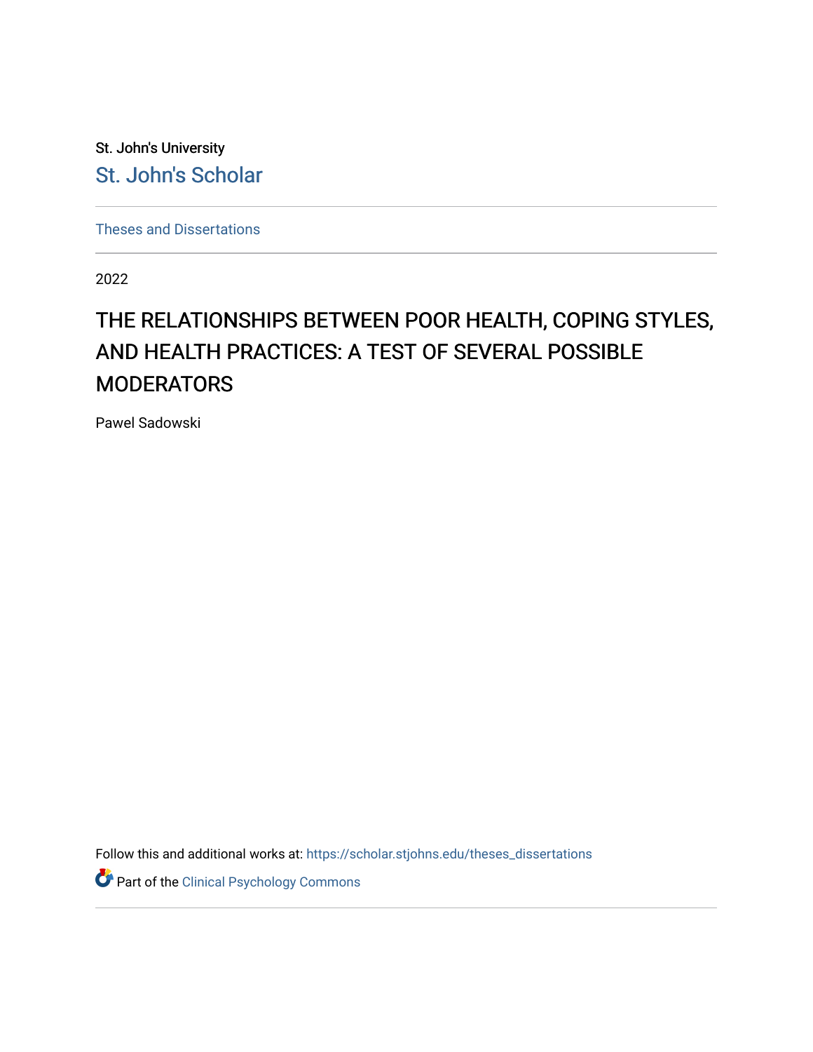St. John's University

St. John's Scholar

Theses and Dissertations

2022

# THE RELATIONSHIPS BETWEEN POOR HEALTH, COPING STYLES, AND HEALTH PRACTICES: A TEST OF SEVERAL POSSIBLE MODERATORS

Pawel Sadowski

Follow this and additional works at: https://scholar.stjohns.edu/theses_dissertations

Part of the Clinical Psychology Commons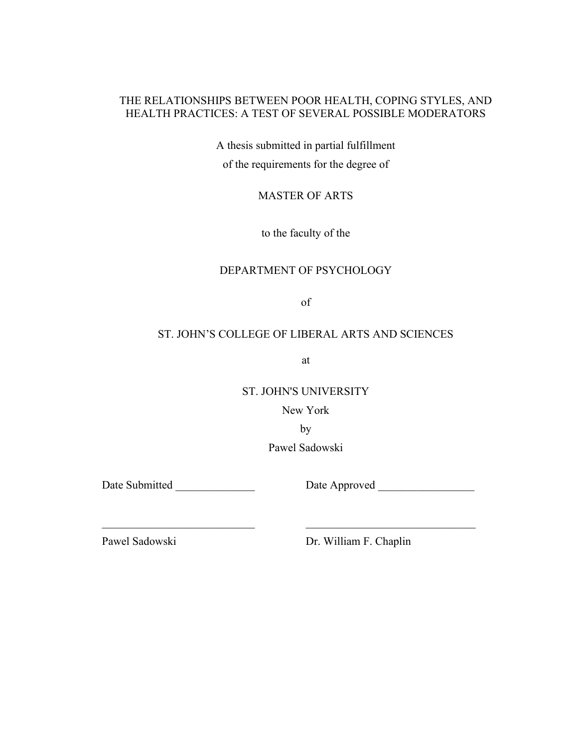THE RELATIONSHIPS BETWEEN POOR HEALTH, COPING STYLES, AND HEALTH PRACTICES: A TEST OF SEVERAL POSSIBLE MODERATORS

A thesis submitted in partial fulfillment

of the requirements for the degree of

MASTER OF ARTS

to the faculty of the

DEPARTMENT OF PSYCHOLOGY

of

ST. JOHN'S COLLEGE OF LIBERAL ARTS AND SCIENCES

at

ST. JOHN'S UNIVERSITY

New York

by

Pawel Sadowski

Date Submitted ______________ Date Approved _________________

___________________________ ______________________________

Pawel Sadowski Dr. William F. Chaplin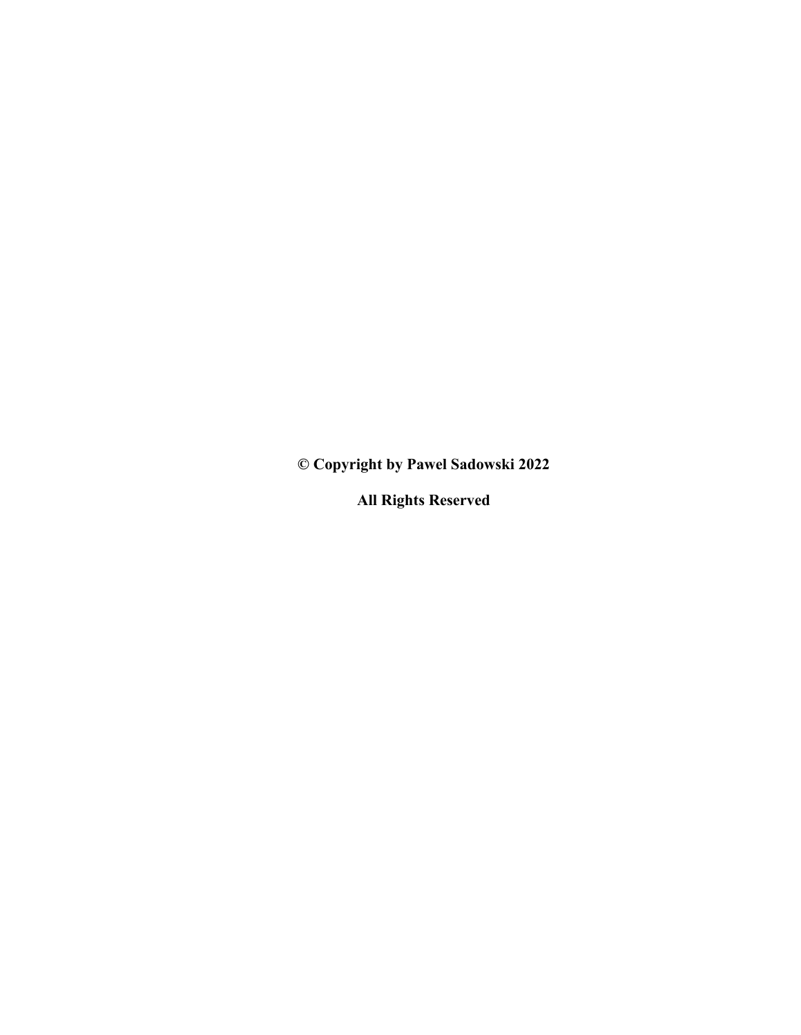**© Copyright by Pawel Sadowski 2022**

**All Rights Reserved**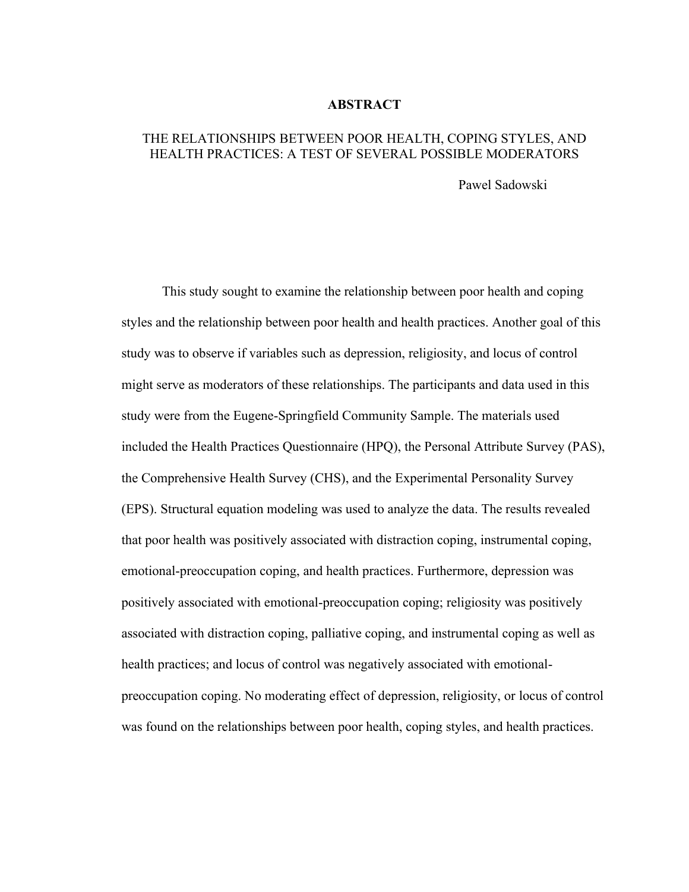# ABSTRACT

## THE RELATIONSHIPS BETWEEN POOR HEALTH, COPING STYLES, AND HEALTH PRACTICES: A TEST OF SEVERAL POSSIBLE MODERATORS

Pawel Sadowski

This study sought to examine the relationship between poor health and coping styles and the relationship between poor health and health practices. Another goal of this study was to observe if variables such as depression, religiosity, and locus of control might serve as moderators of these relationships. The participants and data used in this study were from the Eugene-Springfield Community Sample. The materials used included the Health Practices Questionnaire (HPQ), the Personal Attribute Survey (PAS), the Comprehensive Health Survey (CHS), and the Experimental Personality Survey (EPS). Structural equation modeling was used to analyze the data. The results revealed that poor health was positively associated with distraction coping, instrumental coping, emotional-preoccupation coping, and health practices. Furthermore, depression was positively associated with emotional-preoccupation coping; religiosity was positively associated with distraction coping, palliative coping, and instrumental coping as well as health practices; and locus of control was negatively associated with emotional-preoccupation coping. No moderating effect of depression, religiosity, or locus of control was found on the relationships between poor health, coping styles, and health practices.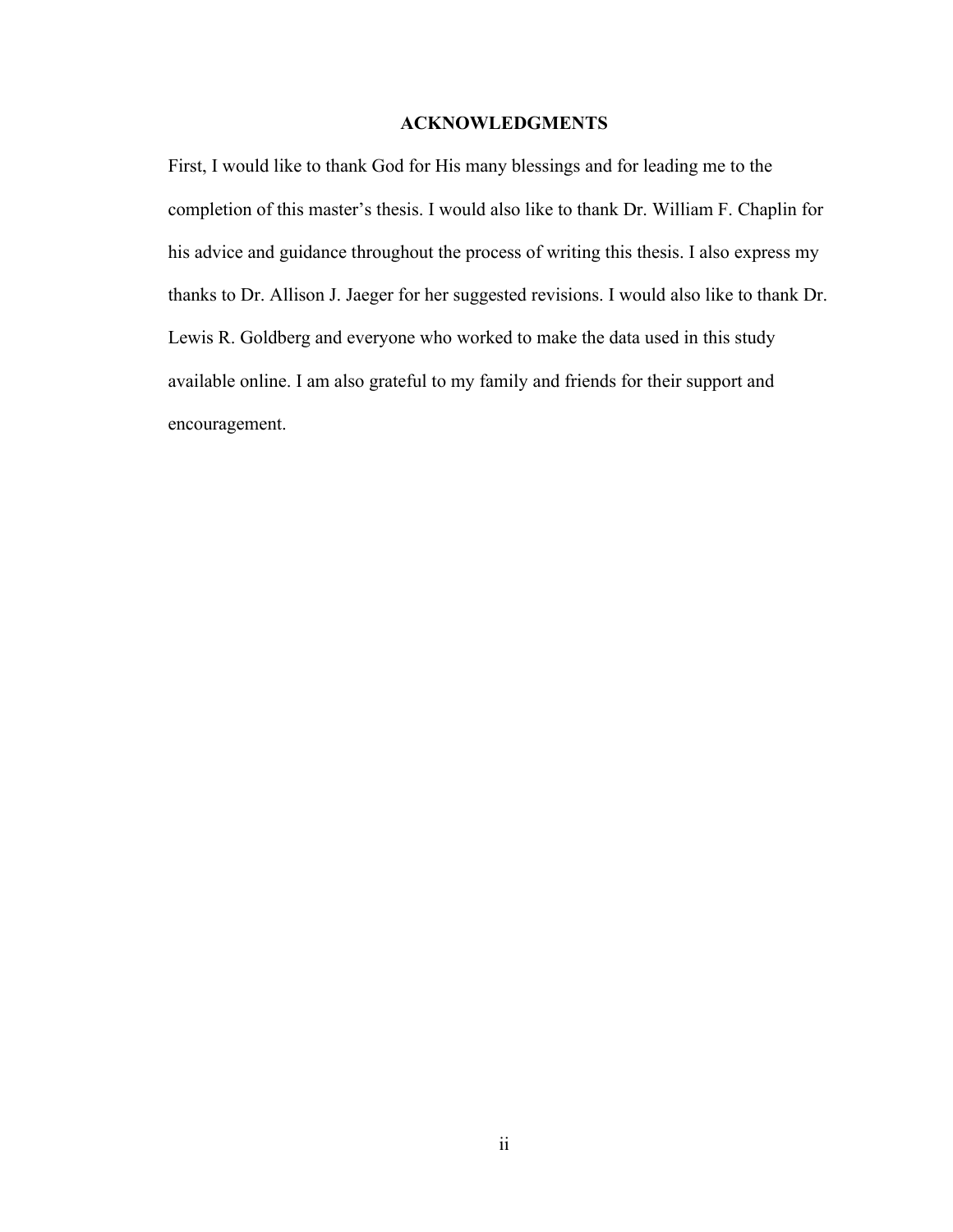## ACKNOWLEDGMENTS

First, I would like to thank God for His many blessings and for leading me to the completion of this master's thesis. I would also like to thank Dr. William F. Chaplin for his advice and guidance throughout the process of writing this thesis. I also express my thanks to Dr. Allison J. Jaeger for her suggested revisions. I would also like to thank Dr. Lewis R. Goldberg and everyone who worked to make the data used in this study available online. I am also grateful to my family and friends for their support and encouragement.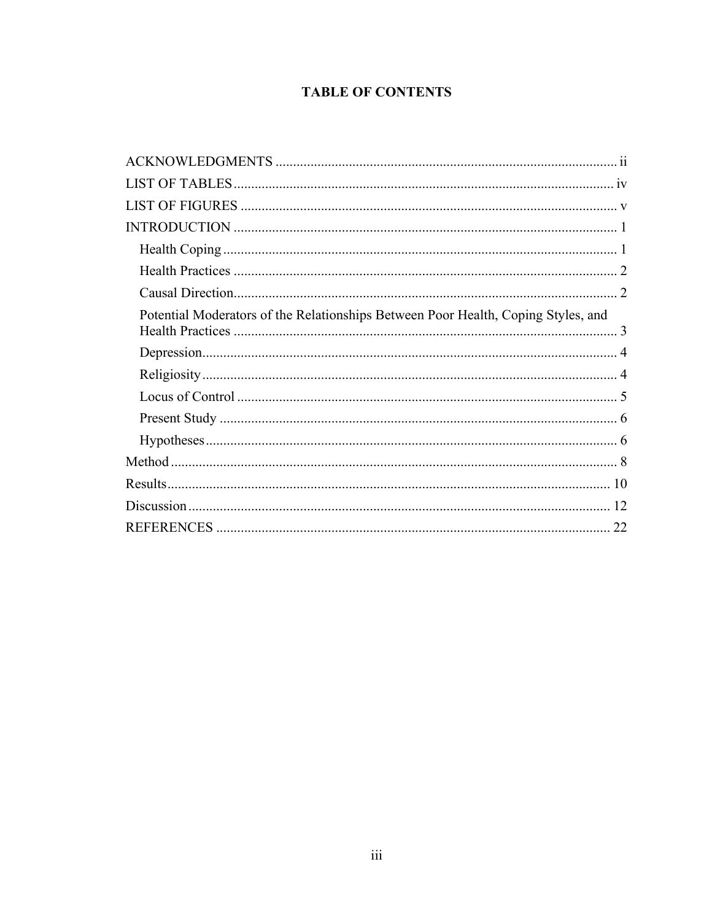# TABLE OF CONTENTS

ACKNOWLEDGMENTS ..................................................................................... ii

LIST OF TABLES ........................................................................................... iv

LIST OF FIGURES ......................................................................................... v

INTRODUCTION ........................................................................................... 1

- Health Coping ........................................................................................... 1
- Health Practices ........................................................................................ 2
- Causal Direction ........................................................................................ 2
- Potential Moderators of the Relationships Between Poor Health, Coping Styles, and Health Practices ........................................................................................ 3
- Depression ................................................................................................ 4
- Religiosity ................................................................................................. 4
- Locus of Control ....................................................................................... 5
- Present Study ............................................................................................ 6
- Hypotheses ................................................................................................ 6

Method .......................................................................................................... 8

Results .......................................................................................................... 10

Discussion ..................................................................................................... 12

REFERENCES ............................................................................................... 22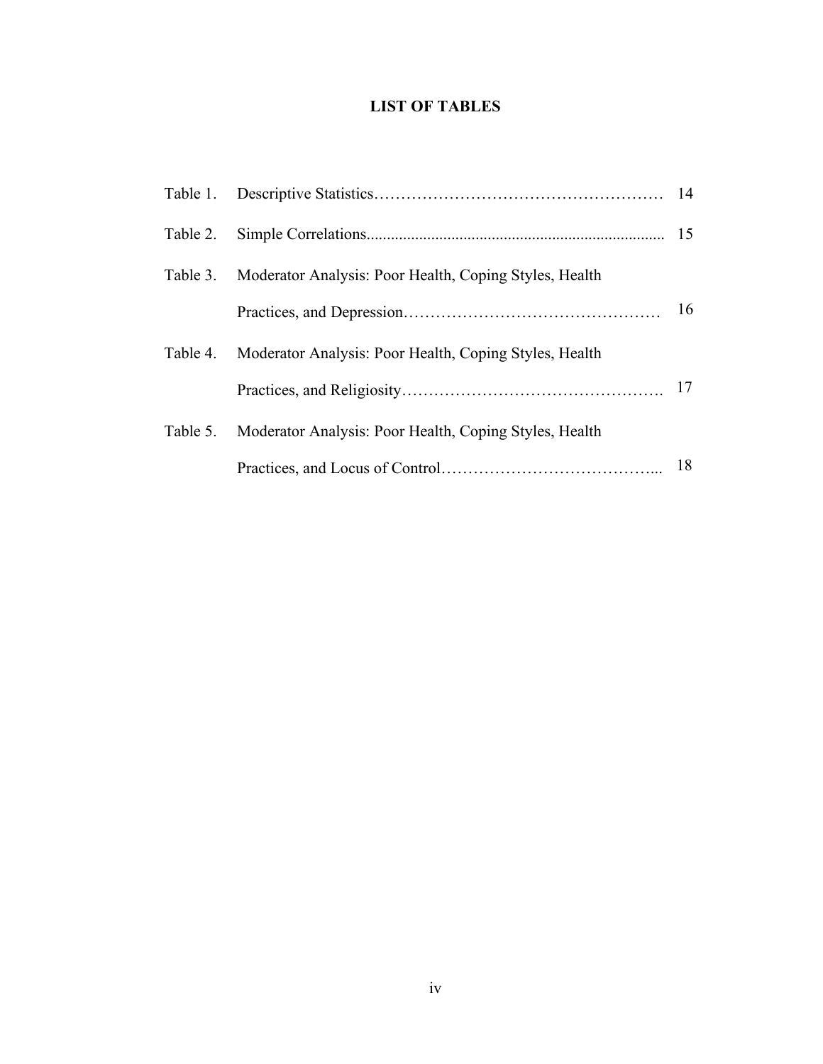# LIST OF TABLES

| | | |
|---|---|---|
| Table 1. | Descriptive Statistics | 14 |
| Table 2. | Simple Correlations | 15 |
| Table 3. | Moderator Analysis: Poor Health, Coping Styles, Health Practices, and Depression | 16 |
| Table 4. | Moderator Analysis: Poor Health, Coping Styles, Health Practices, and Religiosity | 17 |
| Table 5. | Moderator Analysis: Poor Health, Coping Styles, Health Practices, and Locus of Control | 18 |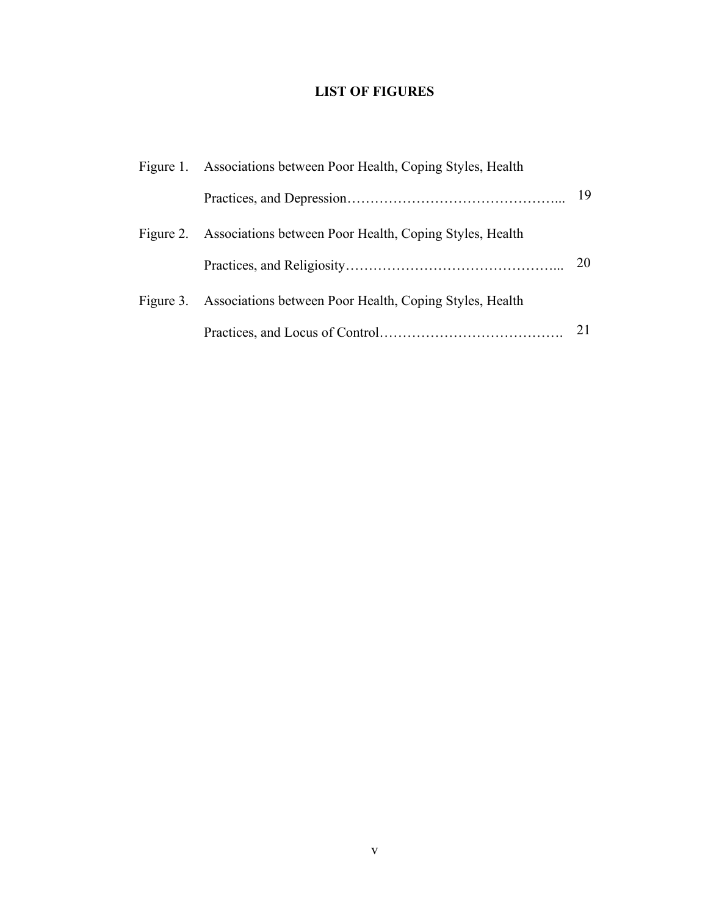# LIST OF FIGURES

| | | |
|---|---|---|
| Figure 1. | Associations between Poor Health, Coping Styles, Health Practices, and Depression | 19 |
| Figure 2. | Associations between Poor Health, Coping Styles, Health Practices, and Religiosity | 20 |
| Figure 3. | Associations between Poor Health, Coping Styles, Health Practices, and Locus of Control | 21 |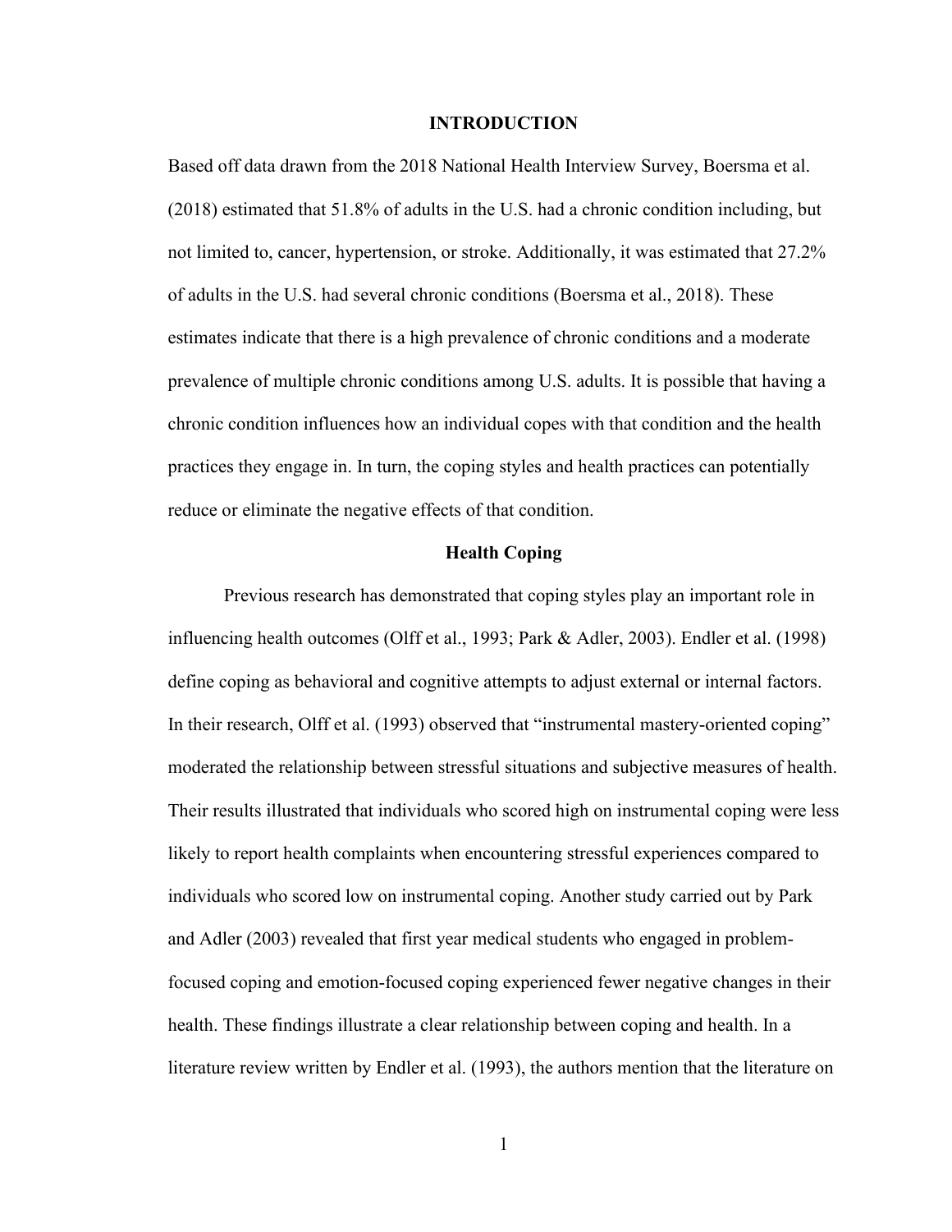# INTRODUCTION

Based off data drawn from the 2018 National Health Interview Survey, Boersma et al. (2018) estimated that 51.8% of adults in the U.S. had a chronic condition including, but not limited to, cancer, hypertension, or stroke. Additionally, it was estimated that 27.2% of adults in the U.S. had several chronic conditions (Boersma et al., 2018). These estimates indicate that there is a high prevalence of chronic conditions and a moderate prevalence of multiple chronic conditions among U.S. adults. It is possible that having a chronic condition influences how an individual copes with that condition and the health practices they engage in. In turn, the coping styles and health practices can potentially reduce or eliminate the negative effects of that condition.

## Health Coping

Previous research has demonstrated that coping styles play an important role in influencing health outcomes (Olff et al., 1993; Park & Adler, 2003). Endler et al. (1998) define coping as behavioral and cognitive attempts to adjust external or internal factors. In their research, Olff et al. (1993) observed that "instrumental mastery-oriented coping" moderated the relationship between stressful situations and subjective measures of health. Their results illustrated that individuals who scored high on instrumental coping were less likely to report health complaints when encountering stressful experiences compared to individuals who scored low on instrumental coping. Another study carried out by Park and Adler (2003) revealed that first year medical students who engaged in problem-focused coping and emotion-focused coping experienced fewer negative changes in their health. These findings illustrate a clear relationship between coping and health. In a literature review written by Endler et al. (1993), the authors mention that the literature on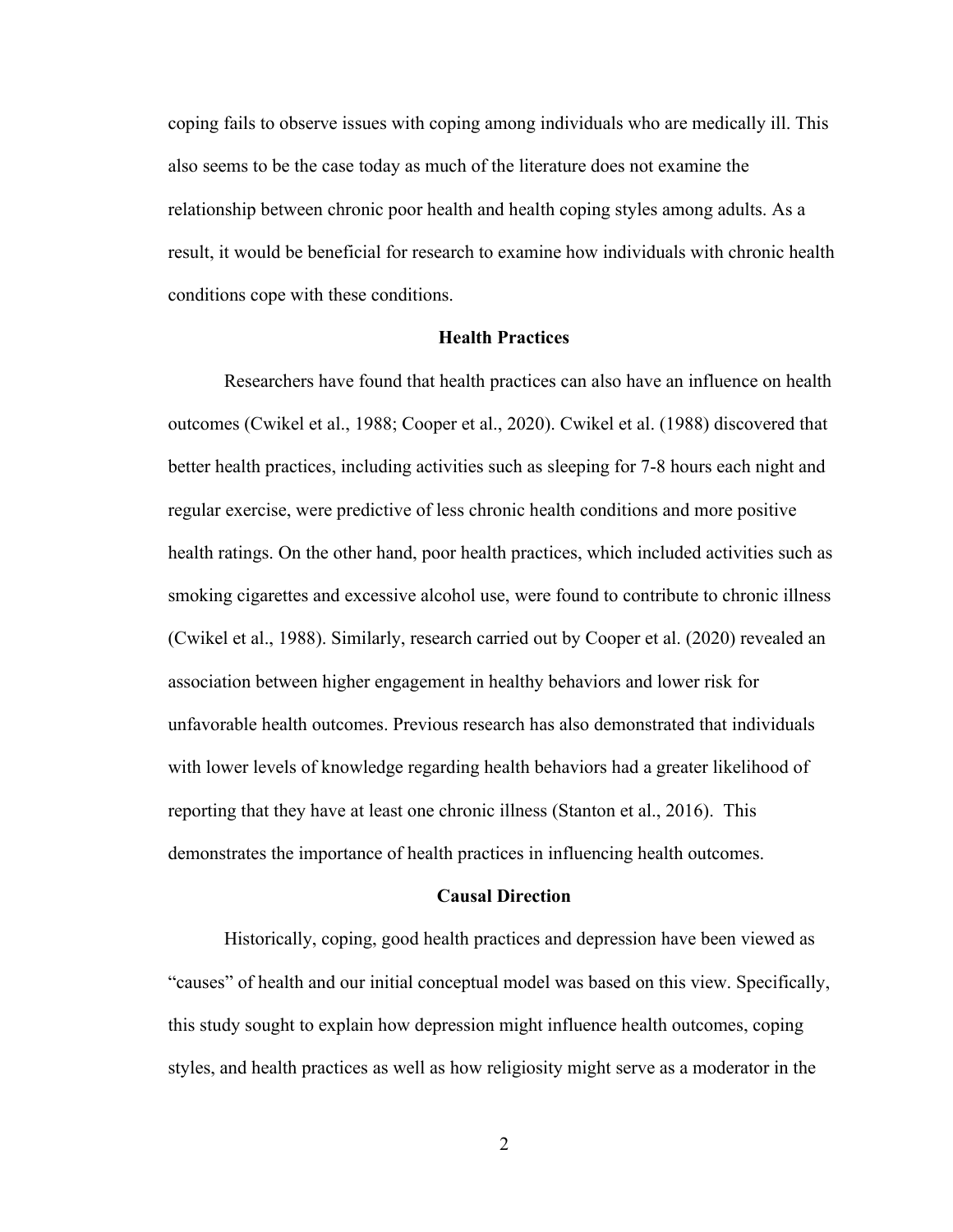coping fails to observe issues with coping among individuals who are medically ill. This also seems to be the case today as much of the literature does not examine the relationship between chronic poor health and health coping styles among adults. As a result, it would be beneficial for research to examine how individuals with chronic health conditions cope with these conditions.

## Health Practices

Researchers have found that health practices can also have an influence on health outcomes (Cwikel et al., 1988; Cooper et al., 2020). Cwikel et al. (1988) discovered that better health practices, including activities such as sleeping for 7-8 hours each night and regular exercise, were predictive of less chronic health conditions and more positive health ratings. On the other hand, poor health practices, which included activities such as smoking cigarettes and excessive alcohol use, were found to contribute to chronic illness (Cwikel et al., 1988). Similarly, research carried out by Cooper et al. (2020) revealed an association between higher engagement in healthy behaviors and lower risk for unfavorable health outcomes. Previous research has also demonstrated that individuals with lower levels of knowledge regarding health behaviors had a greater likelihood of reporting that they have at least one chronic illness (Stanton et al., 2016). This demonstrates the importance of health practices in influencing health outcomes.

## Causal Direction

Historically, coping, good health practices and depression have been viewed as "causes" of health and our initial conceptual model was based on this view. Specifically, this study sought to explain how depression might influence health outcomes, coping styles, and health practices as well as how religiosity might serve as a moderator in the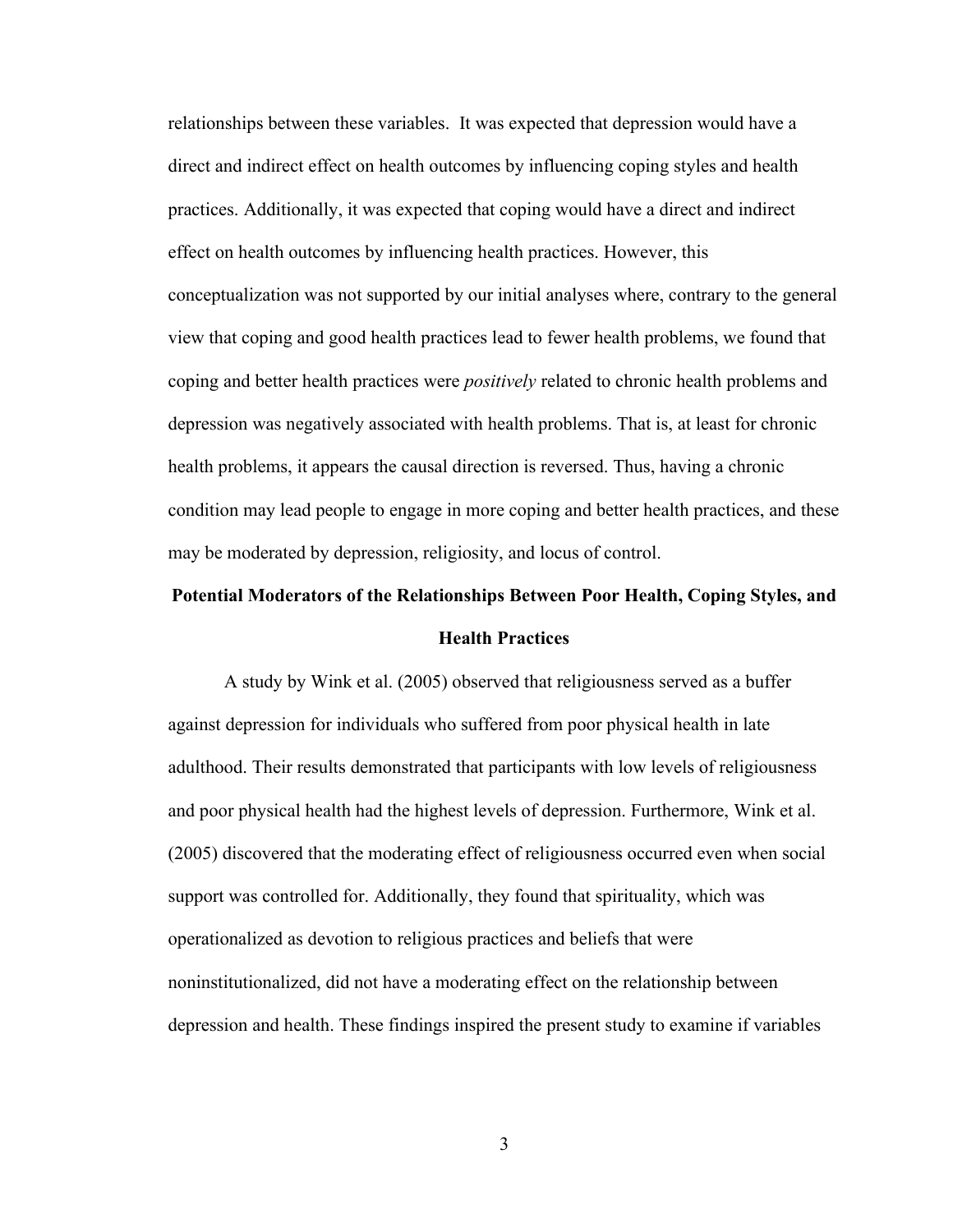relationships between these variables. It was expected that depression would have a direct and indirect effect on health outcomes by influencing coping styles and health practices. Additionally, it was expected that coping would have a direct and indirect effect on health outcomes by influencing health practices. However, this conceptualization was not supported by our initial analyses where, contrary to the general view that coping and good health practices lead to fewer health problems, we found that coping and better health practices were *positively* related to chronic health problems and depression was negatively associated with health problems. That is, at least for chronic health problems, it appears the causal direction is reversed. Thus, having a chronic condition may lead people to engage in more coping and better health practices, and these may be moderated by depression, religiosity, and locus of control.

## Potential Moderators of the Relationships Between Poor Health, Coping Styles, and Health Practices

A study by Wink et al. (2005) observed that religiousness served as a buffer against depression for individuals who suffered from poor physical health in late adulthood. Their results demonstrated that participants with low levels of religiousness and poor physical health had the highest levels of depression. Furthermore, Wink et al. (2005) discovered that the moderating effect of religiousness occurred even when social support was controlled for. Additionally, they found that spirituality, which was operationalized as devotion to religious practices and beliefs that were noninstitutionalized, did not have a moderating effect on the relationship between depression and health. These findings inspired the present study to examine if variables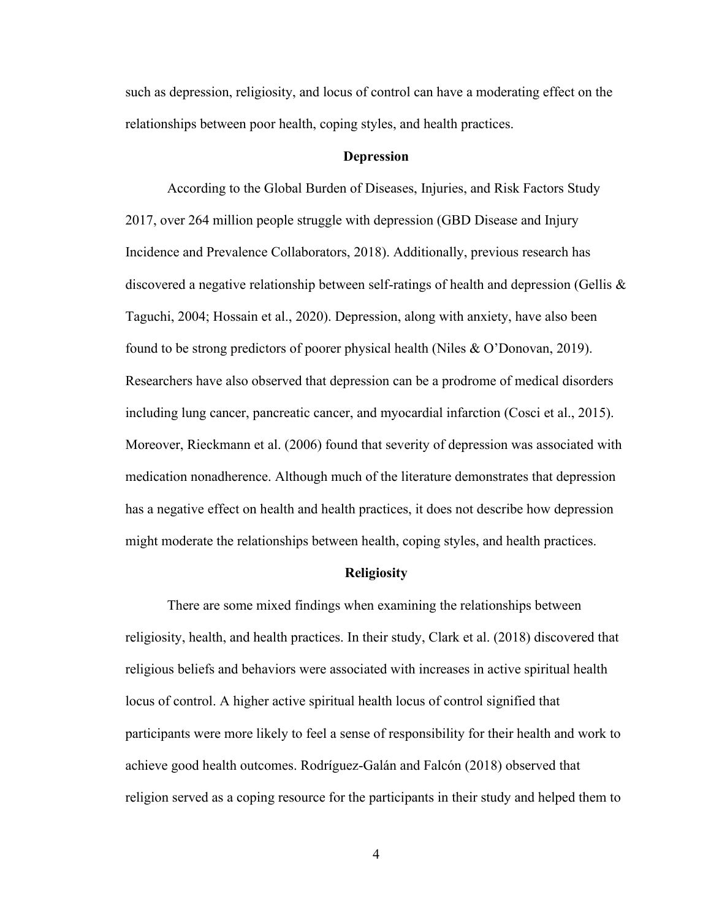such as depression, religiosity, and locus of control can have a moderating effect on the relationships between poor health, coping styles, and health practices.

## Depression

According to the Global Burden of Diseases, Injuries, and Risk Factors Study 2017, over 264 million people struggle with depression (GBD Disease and Injury Incidence and Prevalence Collaborators, 2018). Additionally, previous research has discovered a negative relationship between self-ratings of health and depression (Gellis & Taguchi, 2004; Hossain et al., 2020). Depression, along with anxiety, have also been found to be strong predictors of poorer physical health (Niles & O'Donovan, 2019). Researchers have also observed that depression can be a prodrome of medical disorders including lung cancer, pancreatic cancer, and myocardial infarction (Cosci et al., 2015). Moreover, Rieckmann et al. (2006) found that severity of depression was associated with medication nonadherence. Although much of the literature demonstrates that depression has a negative effect on health and health practices, it does not describe how depression might moderate the relationships between health, coping styles, and health practices.

## Religiosity

There are some mixed findings when examining the relationships between religiosity, health, and health practices. In their study, Clark et al. (2018) discovered that religious beliefs and behaviors were associated with increases in active spiritual health locus of control. A higher active spiritual health locus of control signified that participants were more likely to feel a sense of responsibility for their health and work to achieve good health outcomes. Rodríguez-Galán and Falcón (2018) observed that religion served as a coping resource for the participants in their study and helped them to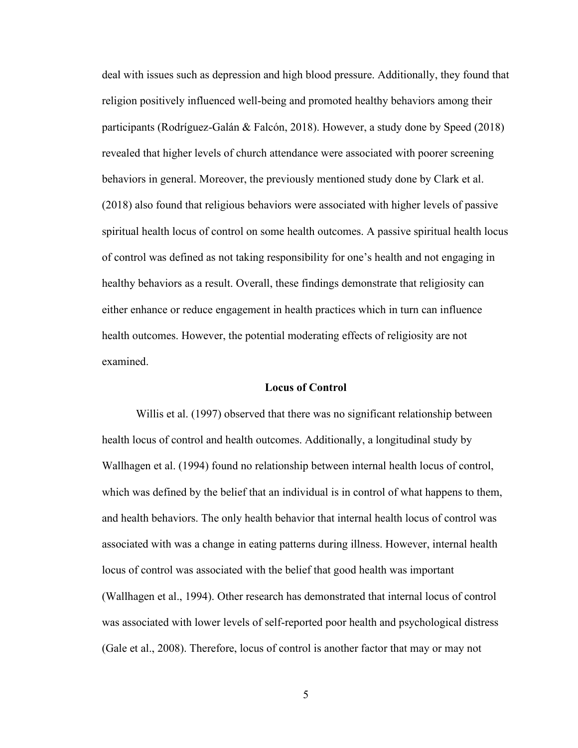deal with issues such as depression and high blood pressure. Additionally, they found that religion positively influenced well-being and promoted healthy behaviors among their participants (Rodríguez-Galán & Falcón, 2018). However, a study done by Speed (2018) revealed that higher levels of church attendance were associated with poorer screening behaviors in general. Moreover, the previously mentioned study done by Clark et al. (2018) also found that religious behaviors were associated with higher levels of passive spiritual health locus of control on some health outcomes. A passive spiritual health locus of control was defined as not taking responsibility for one's health and not engaging in healthy behaviors as a result. Overall, these findings demonstrate that religiosity can either enhance or reduce engagement in health practices which in turn can influence health outcomes. However, the potential moderating effects of religiosity are not examined.

## Locus of Control

Willis et al. (1997) observed that there was no significant relationship between health locus of control and health outcomes. Additionally, a longitudinal study by Wallhagen et al. (1994) found no relationship between internal health locus of control, which was defined by the belief that an individual is in control of what happens to them, and health behaviors. The only health behavior that internal health locus of control was associated with was a change in eating patterns during illness. However, internal health locus of control was associated with the belief that good health was important (Wallhagen et al., 1994). Other research has demonstrated that internal locus of control was associated with lower levels of self-reported poor health and psychological distress (Gale et al., 2008). Therefore, locus of control is another factor that may or may not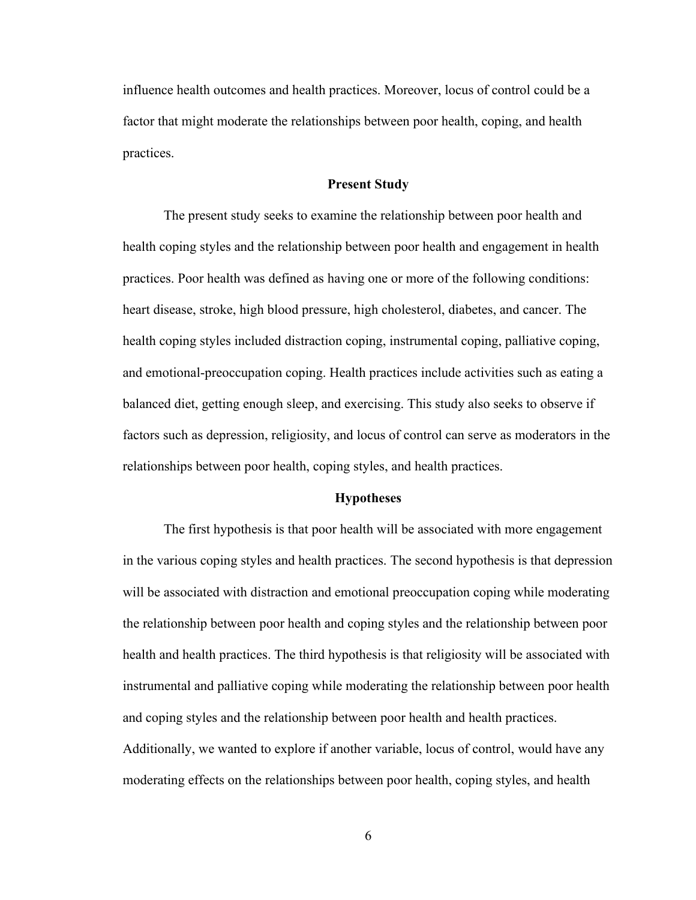influence health outcomes and health practices. Moreover, locus of control could be a factor that might moderate the relationships between poor health, coping, and health practices.

## Present Study

The present study seeks to examine the relationship between poor health and health coping styles and the relationship between poor health and engagement in health practices. Poor health was defined as having one or more of the following conditions: heart disease, stroke, high blood pressure, high cholesterol, diabetes, and cancer. The health coping styles included distraction coping, instrumental coping, palliative coping, and emotional-preoccupation coping. Health practices include activities such as eating a balanced diet, getting enough sleep, and exercising. This study also seeks to observe if factors such as depression, religiosity, and locus of control can serve as moderators in the relationships between poor health, coping styles, and health practices.

## Hypotheses

The first hypothesis is that poor health will be associated with more engagement in the various coping styles and health practices. The second hypothesis is that depression will be associated with distraction and emotional preoccupation coping while moderating the relationship between poor health and coping styles and the relationship between poor health and health practices. The third hypothesis is that religiosity will be associated with instrumental and palliative coping while moderating the relationship between poor health and coping styles and the relationship between poor health and health practices. Additionally, we wanted to explore if another variable, locus of control, would have any moderating effects on the relationships between poor health, coping styles, and health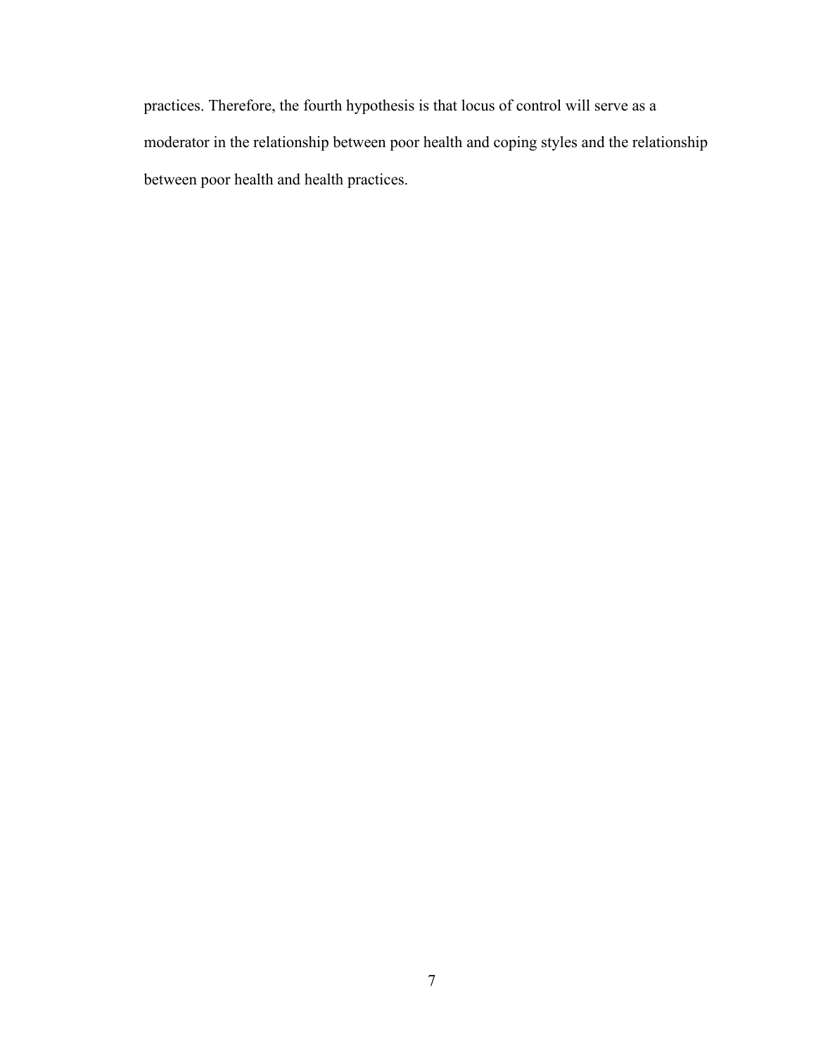practices. Therefore, the fourth hypothesis is that locus of control will serve as a moderator in the relationship between poor health and coping styles and the relationship between poor health and health practices.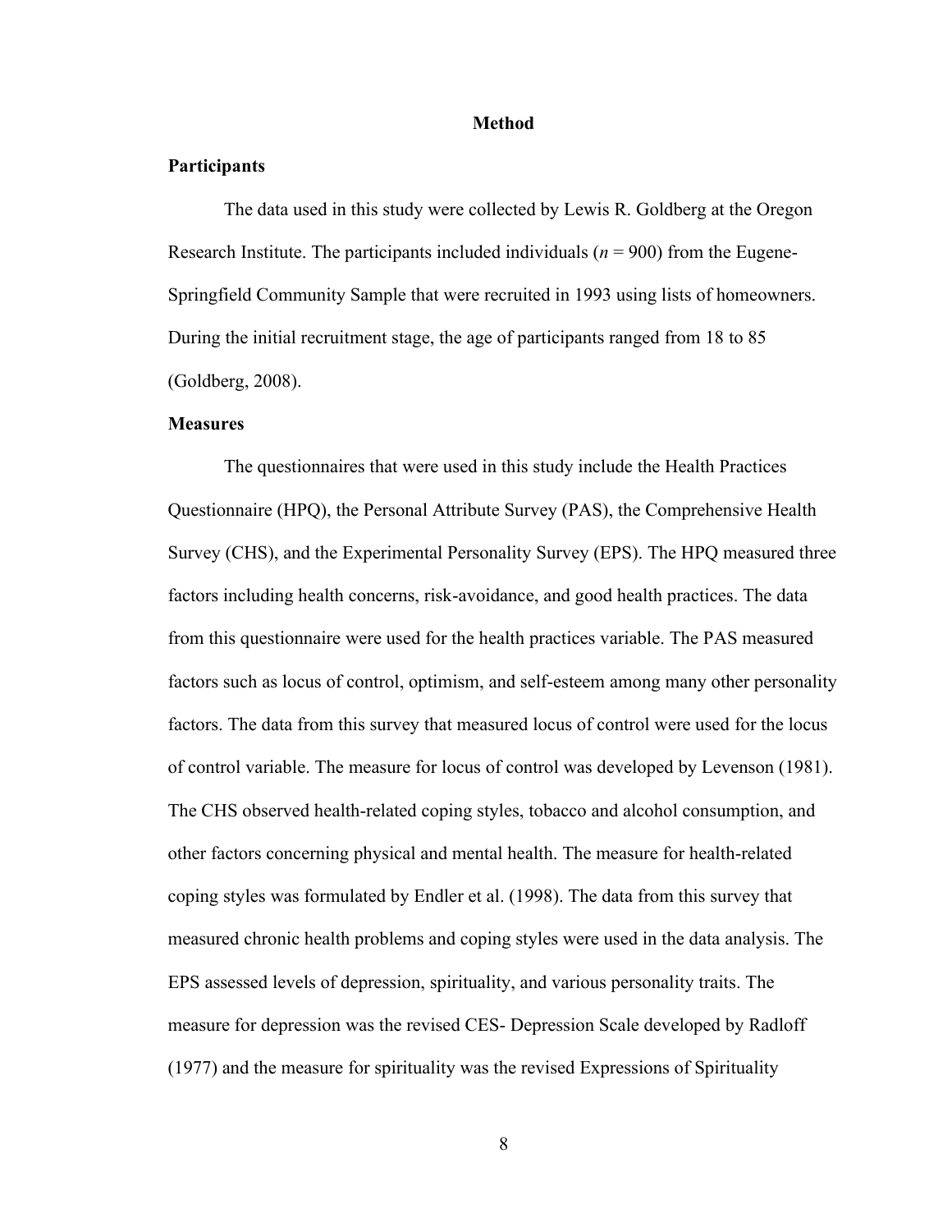## Method

### Participants

The data used in this study were collected by Lewis R. Goldberg at the Oregon Research Institute. The participants included individuals (*n* = 900) from the Eugene-Springfield Community Sample that were recruited in 1993 using lists of homeowners. During the initial recruitment stage, the age of participants ranged from 18 to 85 (Goldberg, 2008).

### Measures

The questionnaires that were used in this study include the Health Practices Questionnaire (HPQ), the Personal Attribute Survey (PAS), the Comprehensive Health Survey (CHS), and the Experimental Personality Survey (EPS). The HPQ measured three factors including health concerns, risk-avoidance, and good health practices. The data from this questionnaire were used for the health practices variable. The PAS measured factors such as locus of control, optimism, and self-esteem among many other personality factors. The data from this survey that measured locus of control were used for the locus of control variable. The measure for locus of control was developed by Levenson (1981). The CHS observed health-related coping styles, tobacco and alcohol consumption, and other factors concerning physical and mental health. The measure for health-related coping styles was formulated by Endler et al. (1998). The data from this survey that measured chronic health problems and coping styles were used in the data analysis. The EPS assessed levels of depression, spirituality, and various personality traits. The measure for depression was the revised CES- Depression Scale developed by Radloff (1977) and the measure for spirituality was the revised Expressions of Spirituality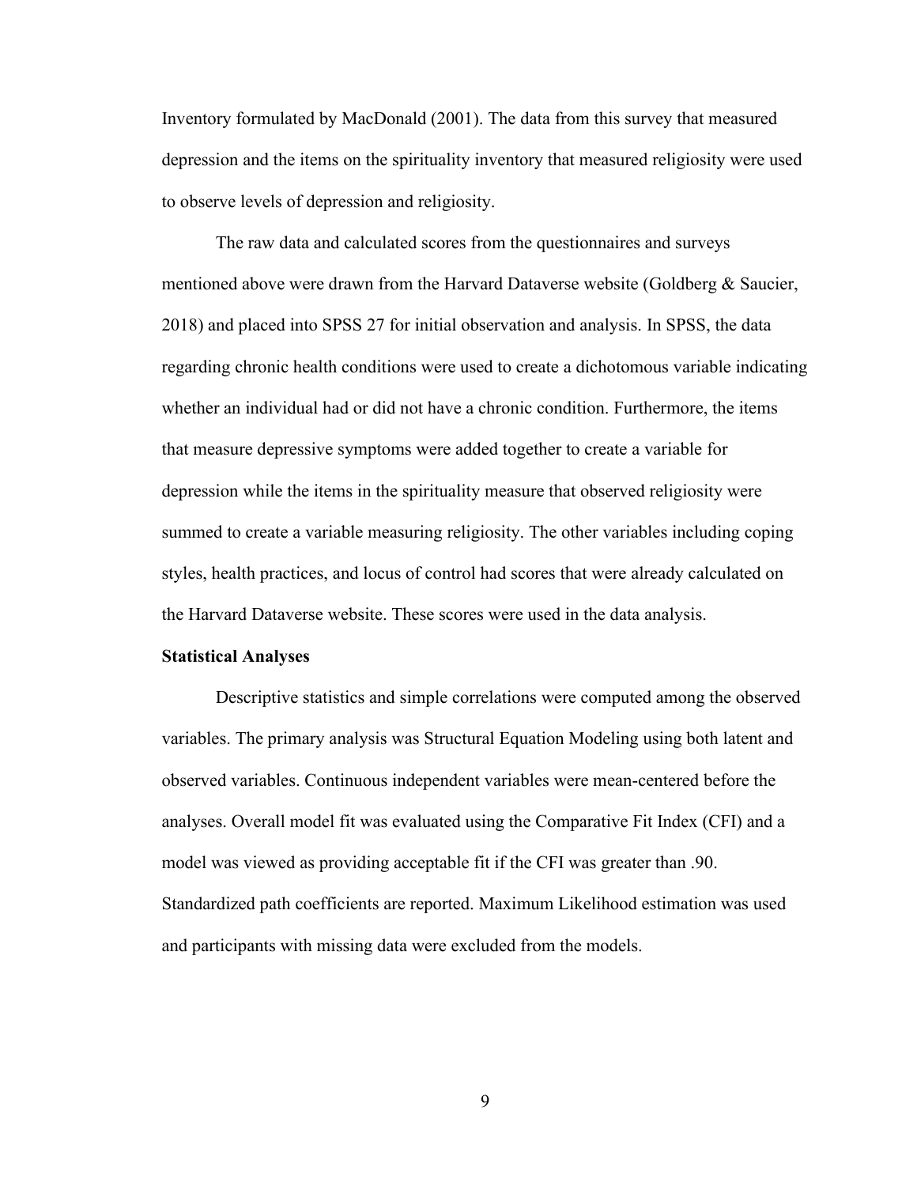Inventory formulated by MacDonald (2001). The data from this survey that measured depression and the items on the spirituality inventory that measured religiosity were used to observe levels of depression and religiosity.

The raw data and calculated scores from the questionnaires and surveys mentioned above were drawn from the Harvard Dataverse website (Goldberg & Saucier, 2018) and placed into SPSS 27 for initial observation and analysis. In SPSS, the data regarding chronic health conditions were used to create a dichotomous variable indicating whether an individual had or did not have a chronic condition. Furthermore, the items that measure depressive symptoms were added together to create a variable for depression while the items in the spirituality measure that observed religiosity were summed to create a variable measuring religiosity. The other variables including coping styles, health practices, and locus of control had scores that were already calculated on the Harvard Dataverse website. These scores were used in the data analysis.

**Statistical Analyses**

Descriptive statistics and simple correlations were computed among the observed variables. The primary analysis was Structural Equation Modeling using both latent and observed variables. Continuous independent variables were mean-centered before the analyses. Overall model fit was evaluated using the Comparative Fit Index (CFI) and a model was viewed as providing acceptable fit if the CFI was greater than .90. Standardized path coefficients are reported. Maximum Likelihood estimation was used and participants with missing data were excluded from the models.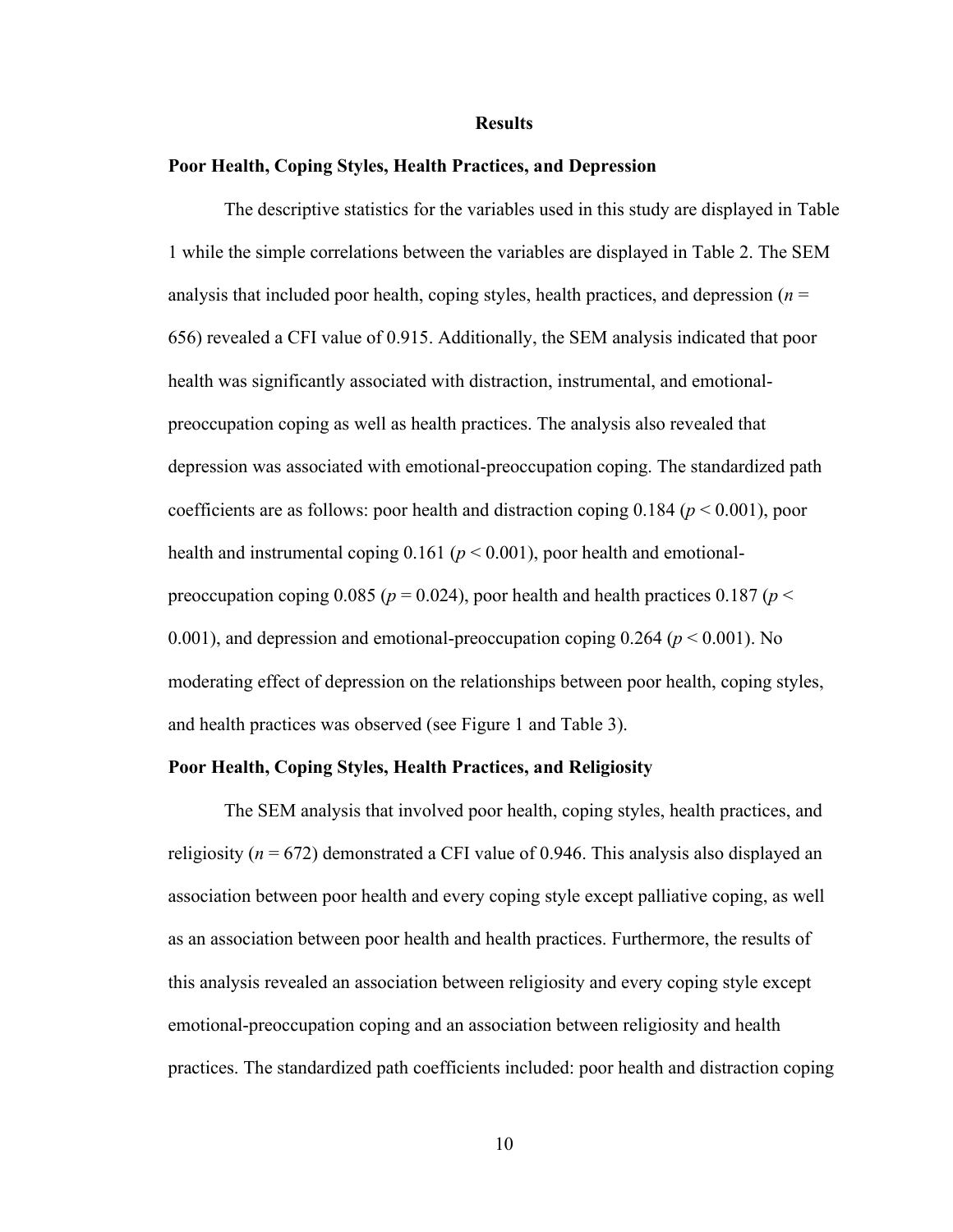# Results

## Poor Health, Coping Styles, Health Practices, and Depression

The descriptive statistics for the variables used in this study are displayed in Table 1 while the simple correlations between the variables are displayed in Table 2. The SEM analysis that included poor health, coping styles, health practices, and depression ($n$ = 656) revealed a CFI value of 0.915. Additionally, the SEM analysis indicated that poor health was significantly associated with distraction, instrumental, and emotional-preoccupation coping as well as health practices. The analysis also revealed that depression was associated with emotional-preoccupation coping. The standardized path coefficients are as follows: poor health and distraction coping 0.184 ($p < 0.001$), poor health and instrumental coping 0.161 ($p < 0.001$), poor health and emotional-preoccupation coping 0.085 ($p = 0.024$), poor health and health practices 0.187 ($p < 0.001$), and depression and emotional-preoccupation coping 0.264 ($p < 0.001$). No moderating effect of depression on the relationships between poor health, coping styles, and health practices was observed (see Figure 1 and Table 3).

## Poor Health, Coping Styles, Health Practices, and Religiosity

The SEM analysis that involved poor health, coping styles, health practices, and religiosity ($n$ = 672) demonstrated a CFI value of 0.946. This analysis also displayed an association between poor health and every coping style except palliative coping, as well as an association between poor health and health practices. Furthermore, the results of this analysis revealed an association between religiosity and every coping style except emotional-preoccupation coping and an association between religiosity and health practices. The standardized path coefficients included: poor health and distraction coping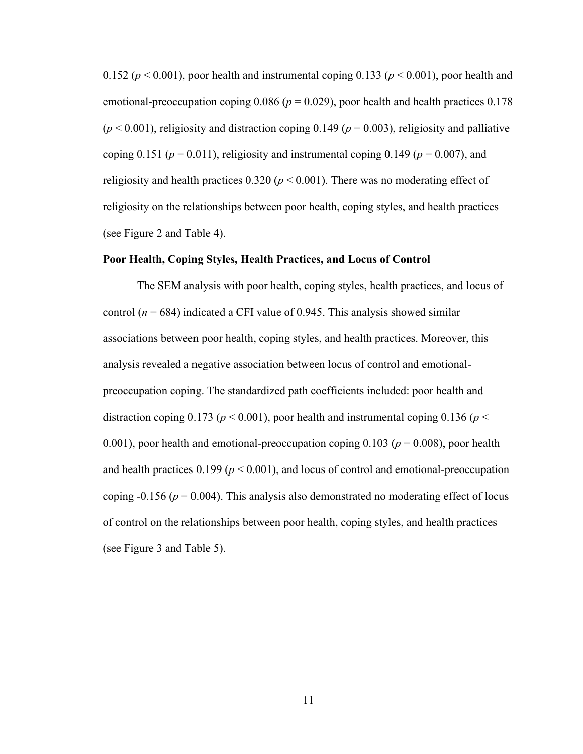0.152 ($p < 0.001$), poor health and instrumental coping 0.133 ($p < 0.001$), poor health and emotional-preoccupation coping 0.086 ($p = 0.029$), poor health and health practices 0.178 ($p < 0.001$), religiosity and distraction coping 0.149 ($p = 0.003$), religiosity and palliative coping 0.151 ($p = 0.011$), religiosity and instrumental coping 0.149 ($p = 0.007$), and religiosity and health practices 0.320 ($p < 0.001$). There was no moderating effect of religiosity on the relationships between poor health, coping styles, and health practices (see Figure 2 and Table 4).

**Poor Health, Coping Styles, Health Practices, and Locus of Control**

The SEM analysis with poor health, coping styles, health practices, and locus of control ($n = 684$) indicated a CFI value of 0.945. This analysis showed similar associations between poor health, coping styles, and health practices. Moreover, this analysis revealed a negative association between locus of control and emotional-preoccupation coping. The standardized path coefficients included: poor health and distraction coping 0.173 ($p < 0.001$), poor health and instrumental coping 0.136 ($p < 0.001$), poor health and emotional-preoccupation coping 0.103 ($p = 0.008$), poor health and health practices 0.199 ($p < 0.001$), and locus of control and emotional-preoccupation coping -0.156 ($p = 0.004$). This analysis also demonstrated no moderating effect of locus of control on the relationships between poor health, coping styles, and health practices (see Figure 3 and Table 5).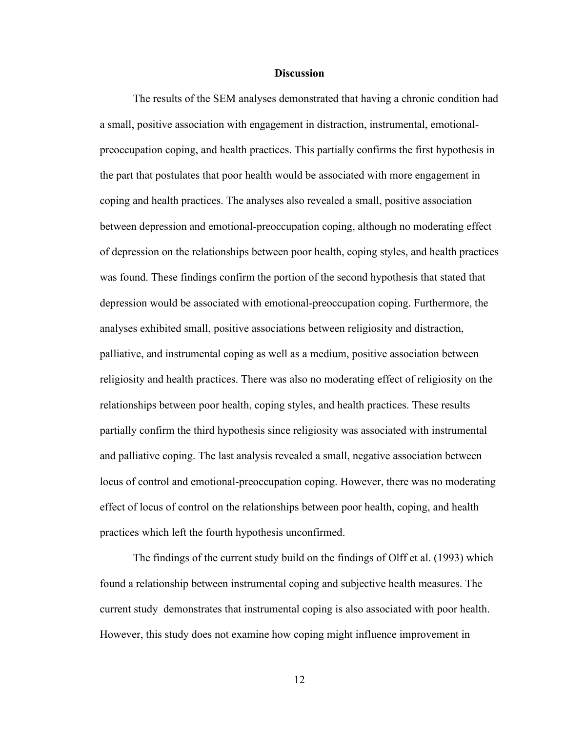## Discussion

The results of the SEM analyses demonstrated that having a chronic condition had a small, positive association with engagement in distraction, instrumental, emotional-preoccupation coping, and health practices. This partially confirms the first hypothesis in the part that postulates that poor health would be associated with more engagement in coping and health practices. The analyses also revealed a small, positive association between depression and emotional-preoccupation coping, although no moderating effect of depression on the relationships between poor health, coping styles, and health practices was found. These findings confirm the portion of the second hypothesis that stated that depression would be associated with emotional-preoccupation coping. Furthermore, the analyses exhibited small, positive associations between religiosity and distraction, palliative, and instrumental coping as well as a medium, positive association between religiosity and health practices. There was also no moderating effect of religiosity on the relationships between poor health, coping styles, and health practices. These results partially confirm the third hypothesis since religiosity was associated with instrumental and palliative coping. The last analysis revealed a small, negative association between locus of control and emotional-preoccupation coping. However, there was no moderating effect of locus of control on the relationships between poor health, coping, and health practices which left the fourth hypothesis unconfirmed.

The findings of the current study build on the findings of Olff et al. (1993) which found a relationship between instrumental coping and subjective health measures. The current study demonstrates that instrumental coping is also associated with poor health. However, this study does not examine how coping might influence improvement in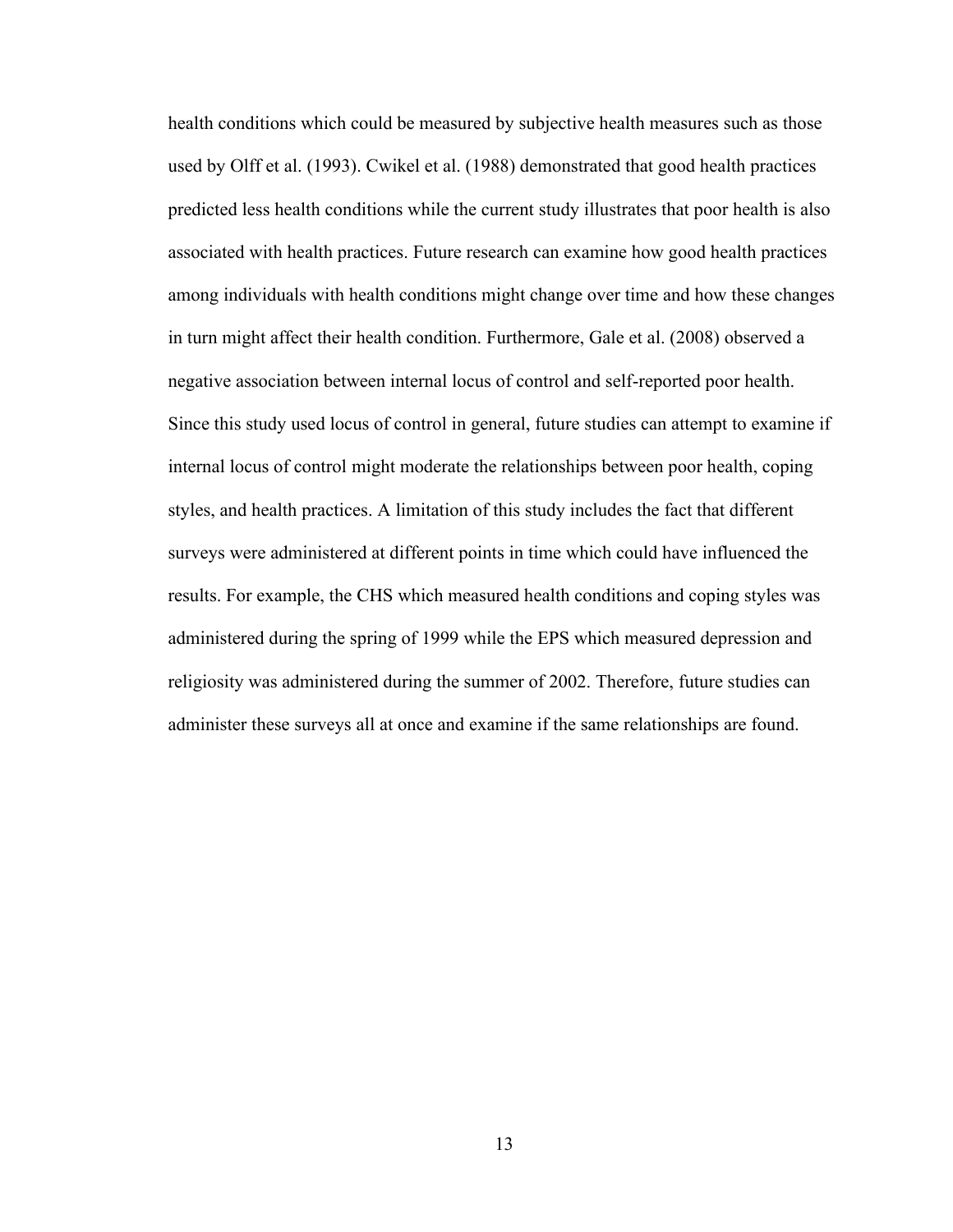health conditions which could be measured by subjective health measures such as those used by Olff et al. (1993). Cwikel et al. (1988) demonstrated that good health practices predicted less health conditions while the current study illustrates that poor health is also associated with health practices. Future research can examine how good health practices among individuals with health conditions might change over time and how these changes in turn might affect their health condition. Furthermore, Gale et al. (2008) observed a negative association between internal locus of control and self-reported poor health. Since this study used locus of control in general, future studies can attempt to examine if internal locus of control might moderate the relationships between poor health, coping styles, and health practices. A limitation of this study includes the fact that different surveys were administered at different points in time which could have influenced the results. For example, the CHS which measured health conditions and coping styles was administered during the spring of 1999 while the EPS which measured depression and religiosity was administered during the summer of 2002. Therefore, future studies can administer these surveys all at once and examine if the same relationships are found.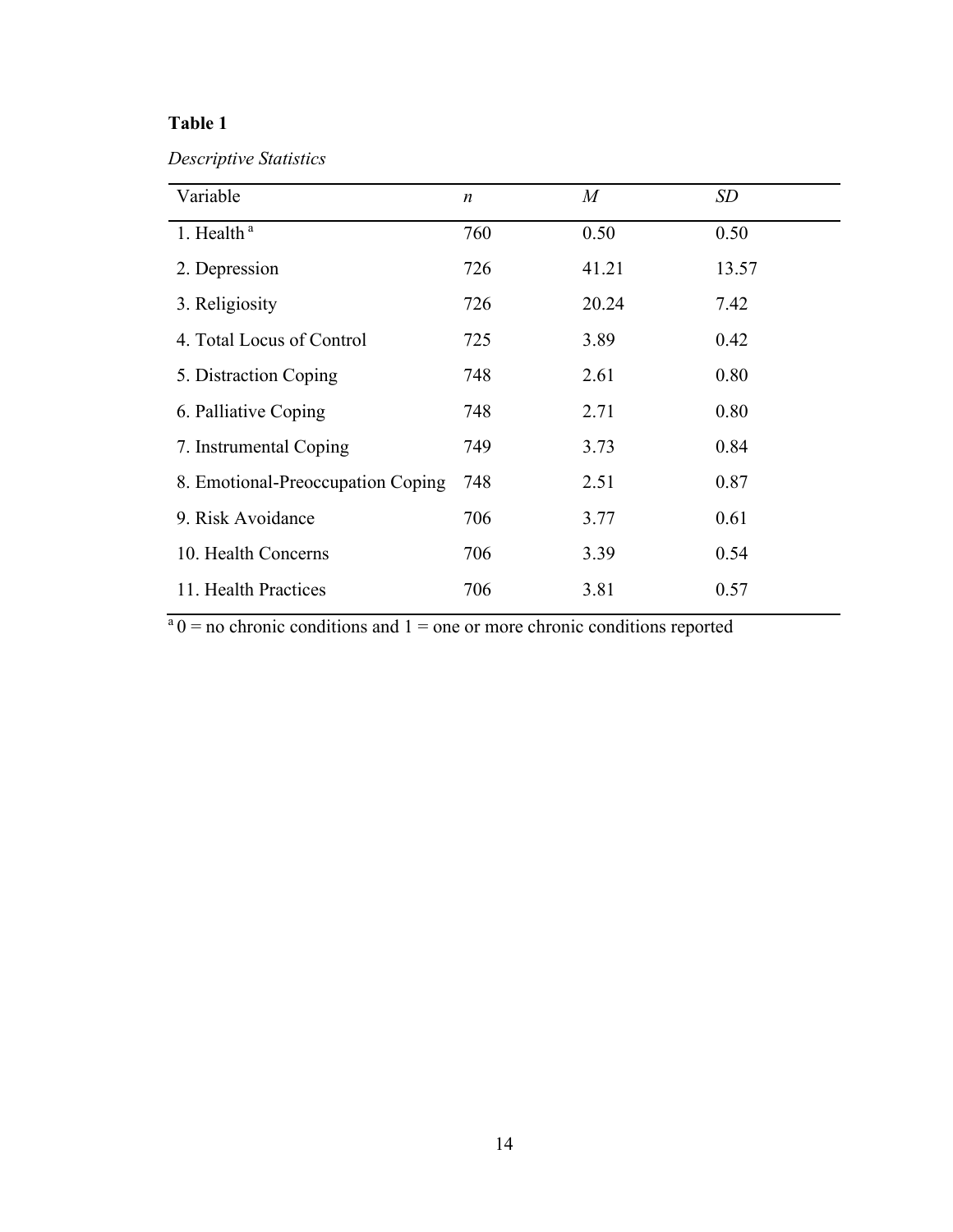**Table 1**

*Descriptive Statistics*

| Variable | *n* | *M* | *SD* |
|---|---|---|---|
| 1. Health [a] | 760 | 0.50 | 0.50 |
| 2. Depression | 726 | 41.21 | 13.57 |
| 3. Religiosity | 726 | 20.24 | 7.42 |
| 4. Total Locus of Control | 725 | 3.89 | 0.42 |
| 5. Distraction Coping | 748 | 2.61 | 0.80 |
| 6. Palliative Coping | 748 | 2.71 | 0.80 |
| 7. Instrumental Coping | 749 | 3.73 | 0.84 |
| 8. Emotional-Preoccupation Coping | 748 | 2.51 | 0.87 |
| 9. Risk Avoidance | 706 | 3.77 | 0.61 |
| 10. Health Concerns | 706 | 3.39 | 0.54 |
| 11. Health Practices | 706 | 3.81 | 0.57 |

[a] 0 = no chronic conditions and 1 = one or more chronic conditions reported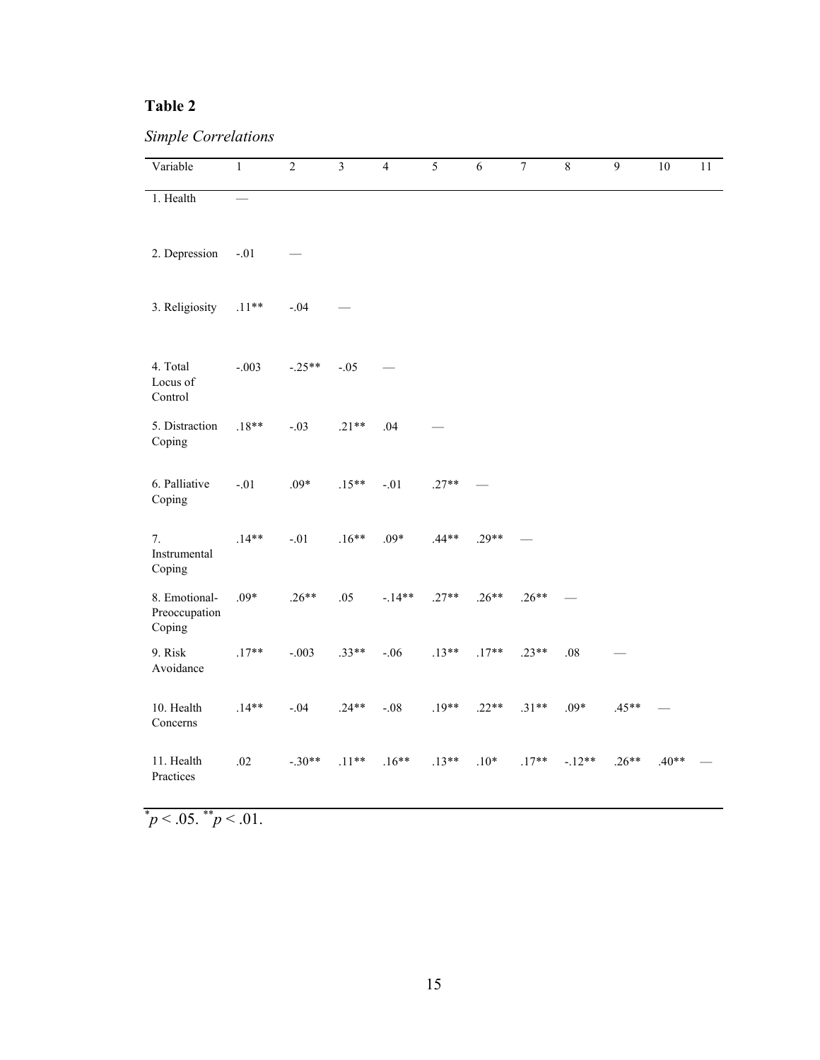**Table 2**

*Simple Correlations*

| Variable | 1 | 2 | 3 | 4 | 5 | 6 | 7 | 8 | 9 | 10 | 11 |
|---|---|---|---|---|---|---|---|---|---|---|---|
| 1. Health | — | | | | | | | | | | |
| 2. Depression | -.01 | — | | | | | | | | | |
| 3. Religiosity | .11** | -.04 | — | | | | | | | | |
| 4. Total Locus of Control | -.003 | -.25** | -.05 | — | | | | | | | |
| 5. Distraction Coping | .18** | -.03 | .21** | .04 | — | | | | | | |
| 6. Palliative Coping | -.01 | .09* | .15** | -.01 | .27** | — | | | | | |
| 7. Instrumental Coping | .14** | -.01 | .16** | .09* | .44** | .29** | — | | | | |
| 8. Emotional-Preoccupation Coping | .09* | .26** | .05 | -.14** | .27** | .26** | .26** | — | | | |
| 9. Risk Avoidance | .17** | -.003 | .33** | -.06 | .13** | .17** | .23** | .08 | — | | |
| 10. Health Concerns | .14** | -.04 | .24** | -.08 | .19** | .22** | .31** | .09* | .45** | — | |
| 11. Health Practices | .02 | -.30** | .11** | .16** | .13** | .10* | .17** | -.12** | .26** | .40** | — |

$^{*}p < .05$. $^{**}p < .01$.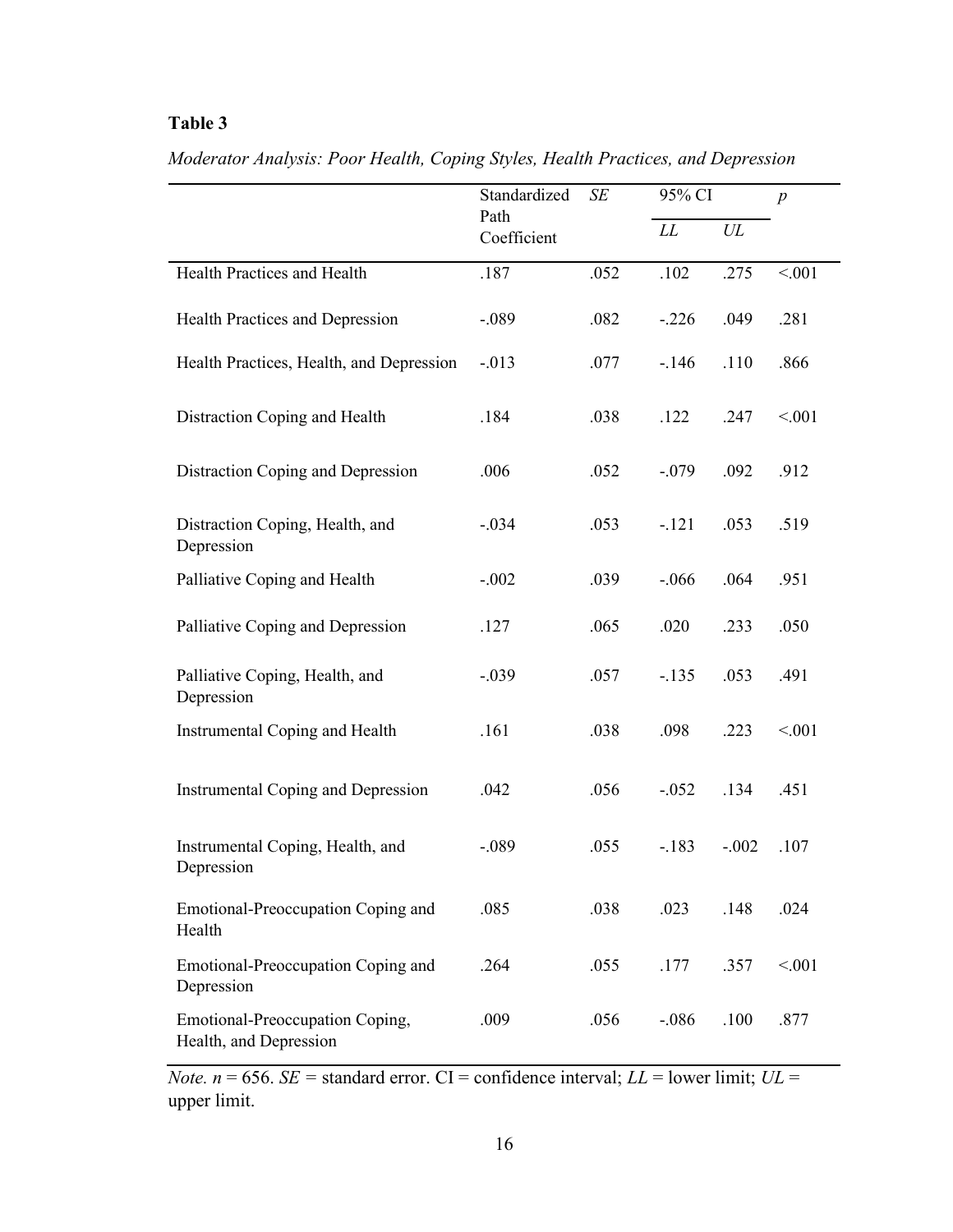**Table 3**

*Moderator Analysis: Poor Health, Coping Styles, Health Practices, and Depression*

| | Standardized Path Coefficient | *SE* | 95% CI | | *p* |
|---|---|---|---|---|---|
| | | | *LL* | *UL* | |
| Health Practices and Health | .187 | .052 | .102 | .275 | <.001 |
| Health Practices and Depression | -.089 | .082 | -.226 | .049 | .281 |
| Health Practices, Health, and Depression | -.013 | .077 | -.146 | .110 | .866 |
| Distraction Coping and Health | .184 | .038 | .122 | .247 | <.001 |
| Distraction Coping and Depression | .006 | .052 | -.079 | .092 | .912 |
| Distraction Coping, Health, and Depression | -.034 | .053 | -.121 | .053 | .519 |
| Palliative Coping and Health | -.002 | .039 | -.066 | .064 | .951 |
| Palliative Coping and Depression | .127 | .065 | .020 | .233 | .050 |
| Palliative Coping, Health, and Depression | -.039 | .057 | -.135 | .053 | .491 |
| Instrumental Coping and Health | .161 | .038 | .098 | .223 | <.001 |
| Instrumental Coping and Depression | .042 | .056 | -.052 | .134 | .451 |
| Instrumental Coping, Health, and Depression | -.089 | .055 | -.183 | -.002 | .107 |
| Emotional-Preoccupation Coping and Health | .085 | .038 | .023 | .148 | .024 |
| Emotional-Preoccupation Coping and Depression | .264 | .055 | .177 | .357 | <.001 |
| Emotional-Preoccupation Coping, Health, and Depression | .009 | .056 | -.086 | .100 | .877 |

*Note.* $n = 656$. *SE* = standard error. CI = confidence interval; *LL* = lower limit; *UL* = upper limit.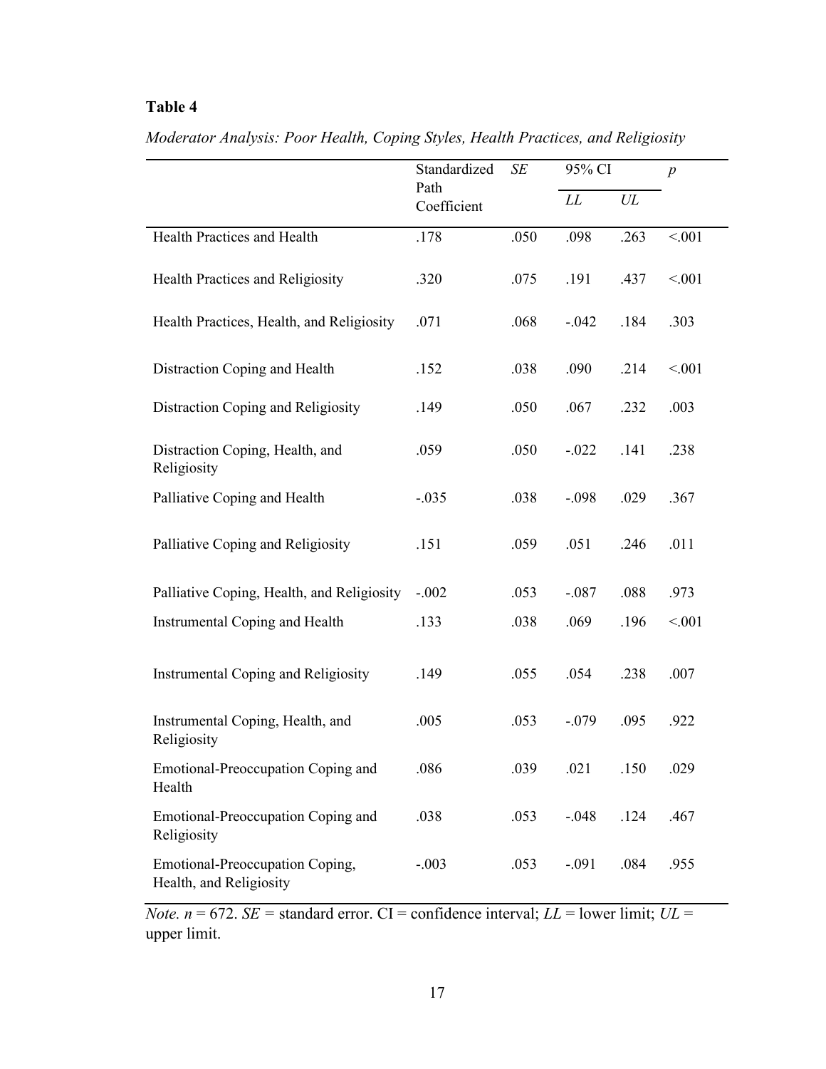**Table 4**

*Moderator Analysis: Poor Health, Coping Styles, Health Practices, and Religiosity*

| | Standardized Path Coefficient | *SE* | 95% CI | | *p* |
|---|---|---|---|---|---|
| | | | *LL* | *UL* | |
| Health Practices and Health | .178 | .050 | .098 | .263 | <.001 |
| Health Practices and Religiosity | .320 | .075 | .191 | .437 | <.001 |
| Health Practices, Health, and Religiosity | .071 | .068 | -.042 | .184 | .303 |
| Distraction Coping and Health | .152 | .038 | .090 | .214 | <.001 |
| Distraction Coping and Religiosity | .149 | .050 | .067 | .232 | .003 |
| Distraction Coping, Health, and Religiosity | .059 | .050 | -.022 | .141 | .238 |
| Palliative Coping and Health | -.035 | .038 | -.098 | .029 | .367 |
| Palliative Coping and Religiosity | .151 | .059 | .051 | .246 | .011 |
| Palliative Coping, Health, and Religiosity | -.002 | .053 | -.087 | .088 | .973 |
| Instrumental Coping and Health | .133 | .038 | .069 | .196 | <.001 |
| Instrumental Coping and Religiosity | .149 | .055 | .054 | .238 | .007 |
| Instrumental Coping, Health, and Religiosity | .005 | .053 | -.079 | .095 | .922 |
| Emotional-Preoccupation Coping and Health | .086 | .039 | .021 | .150 | .029 |
| Emotional-Preoccupation Coping and Religiosity | .038 | .053 | -.048 | .124 | .467 |
| Emotional-Preoccupation Coping, Health, and Religiosity | -.003 | .053 | -.091 | .084 | .955 |

*Note.* $n = 672$. *SE* = standard error. CI = confidence interval; *LL* = lower limit; *UL* = upper limit.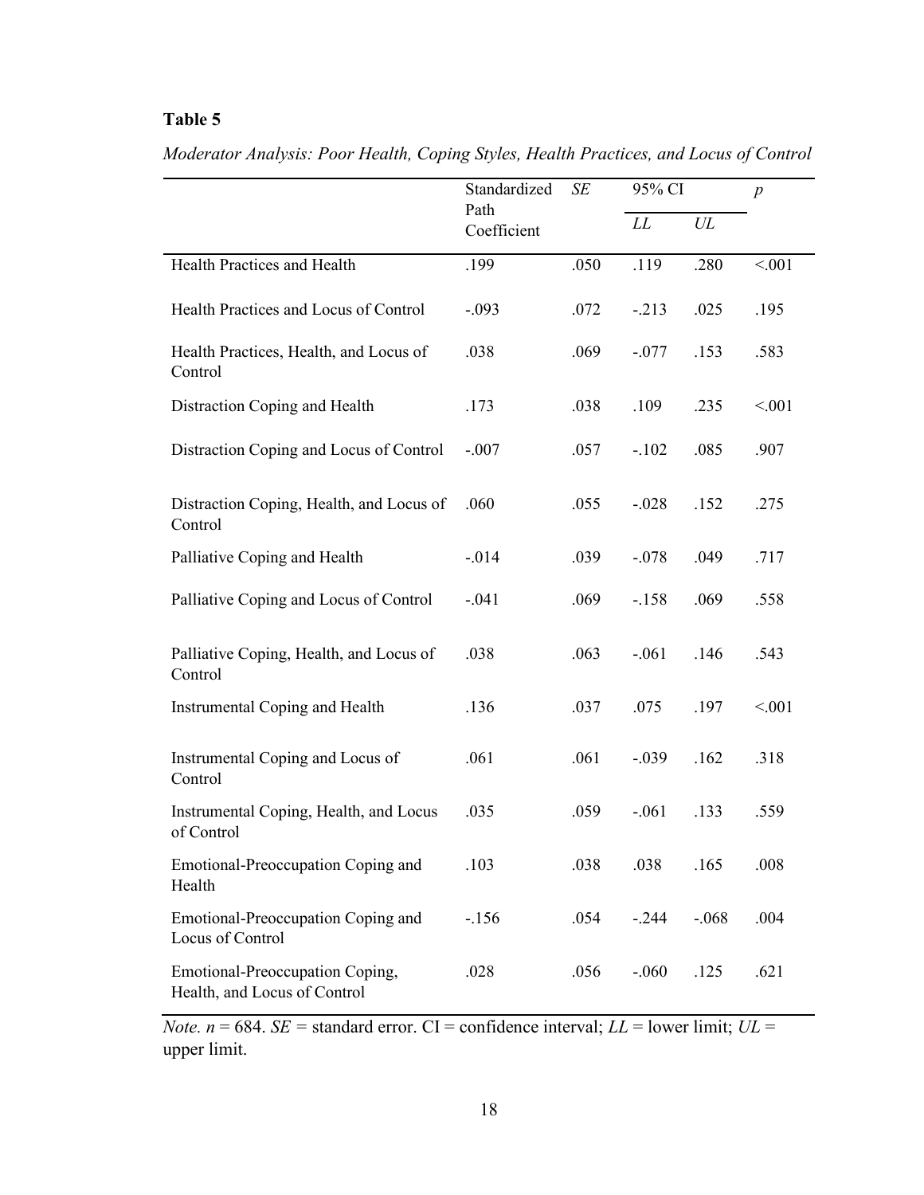**Table 5**

*Moderator Analysis: Poor Health, Coping Styles, Health Practices, and Locus of Control*

| | Standardized Path Coefficient | *SE* | 95% CI | | *p* |
|---|---|---|---|---|---|
| | | | *LL* | *UL* | |
| Health Practices and Health | .199 | .050 | .119 | .280 | <.001 |
| Health Practices and Locus of Control | -.093 | .072 | -.213 | .025 | .195 |
| Health Practices, Health, and Locus of Control | .038 | .069 | -.077 | .153 | .583 |
| Distraction Coping and Health | .173 | .038 | .109 | .235 | <.001 |
| Distraction Coping and Locus of Control | -.007 | .057 | -.102 | .085 | .907 |
| Distraction Coping, Health, and Locus of Control | .060 | .055 | -.028 | .152 | .275 |
| Palliative Coping and Health | -.014 | .039 | -.078 | .049 | .717 |
| Palliative Coping and Locus of Control | -.041 | .069 | -.158 | .069 | .558 |
| Palliative Coping, Health, and Locus of Control | .038 | .063 | -.061 | .146 | .543 |
| Instrumental Coping and Health | .136 | .037 | .075 | .197 | <.001 |
| Instrumental Coping and Locus of Control | .061 | .061 | -.039 | .162 | .318 |
| Instrumental Coping, Health, and Locus of Control | .035 | .059 | -.061 | .133 | .559 |
| Emotional-Preoccupation Coping and Health | .103 | .038 | .038 | .165 | .008 |
| Emotional-Preoccupation Coping and Locus of Control | -.156 | .054 | -.244 | -.068 | .004 |
| Emotional-Preoccupation Coping, Health, and Locus of Control | .028 | .056 | -.060 | .125 | .621 |

*Note.* $n$ = 684. *SE* = standard error. CI = confidence interval; *LL* = lower limit; *UL* = upper limit.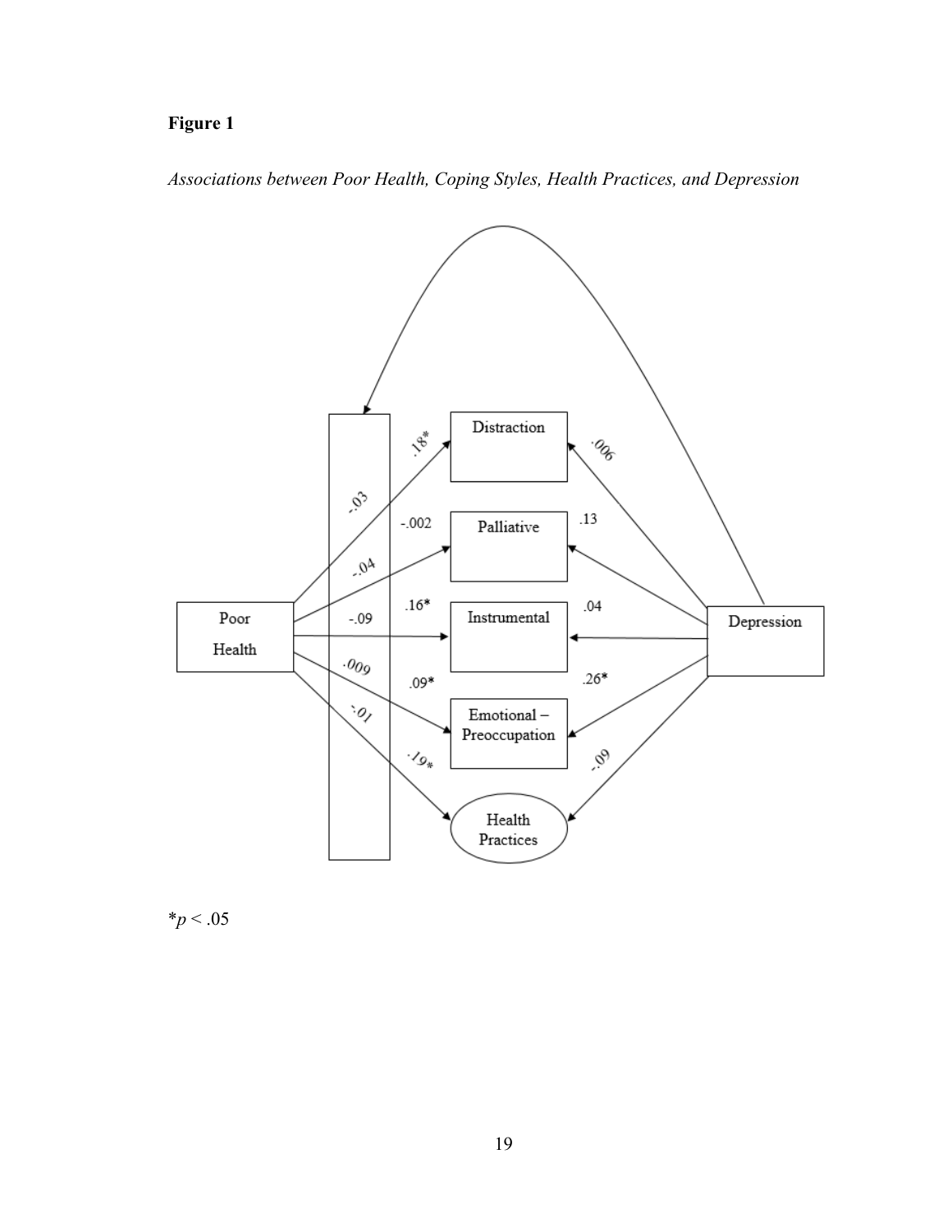**Figure 1**

*Associations between Poor Health, Coping Styles, Health Practices, and Depression*

*$p < .05$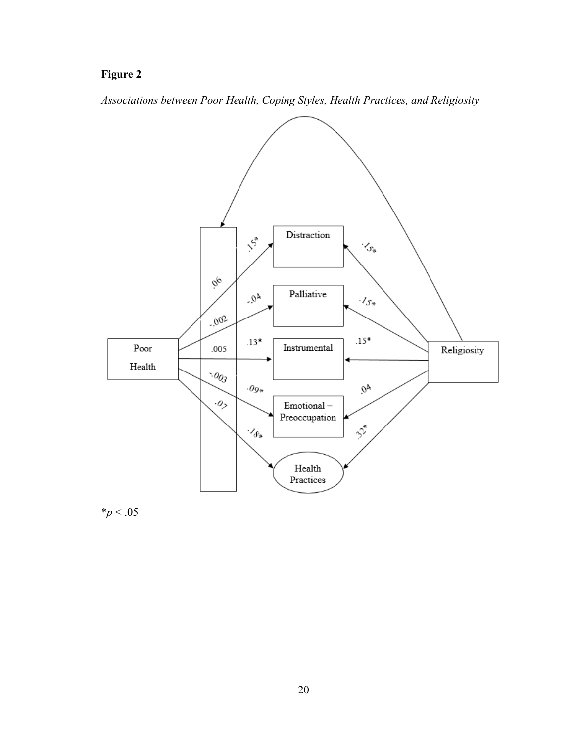**Figure 2**

*Associations between Poor Health, Coping Styles, Health Practices, and Religiosity*

$^*p < .05$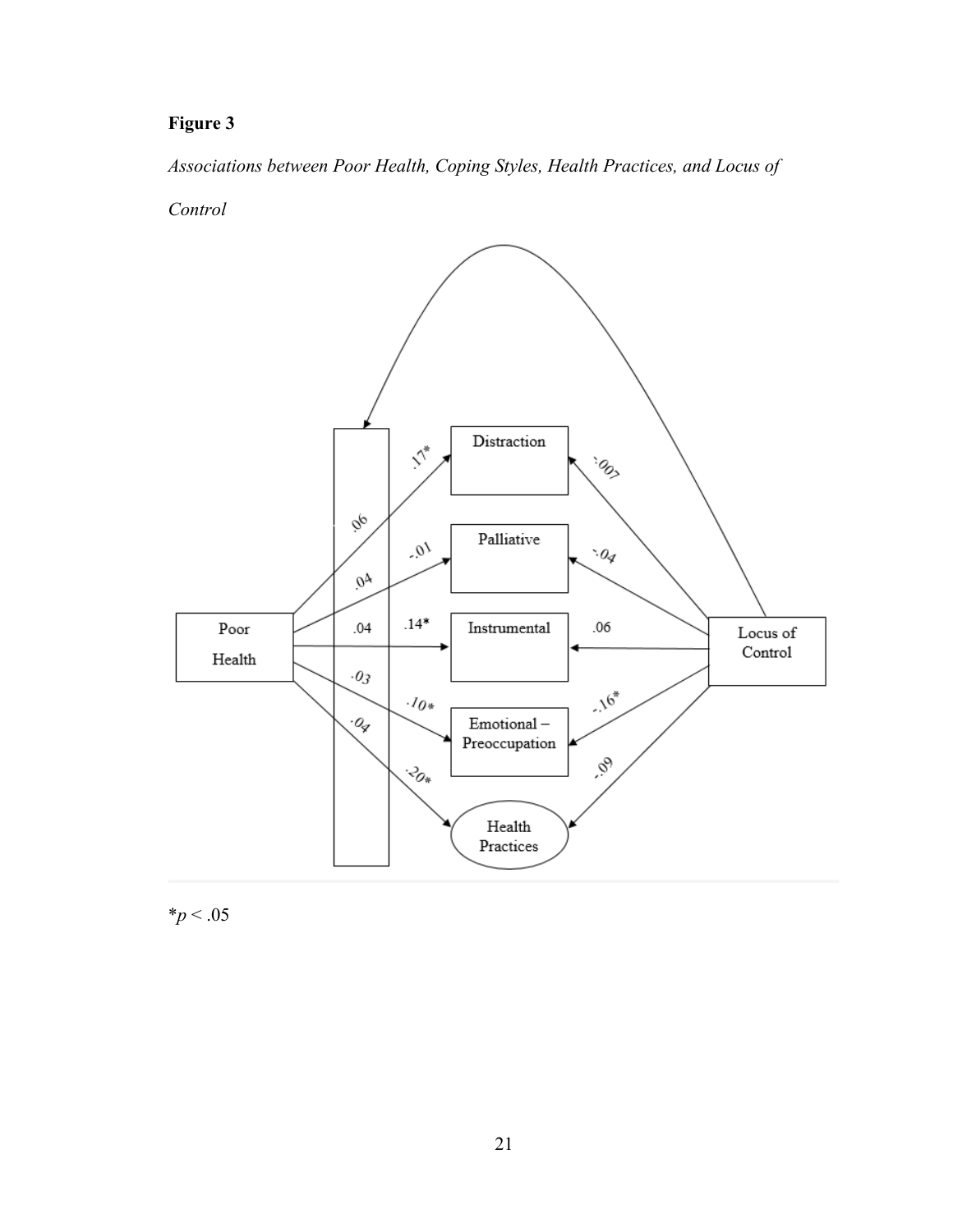**Figure 3**

*Associations between Poor Health, Coping Styles, Health Practices, and Locus of Control*

*$p < .05$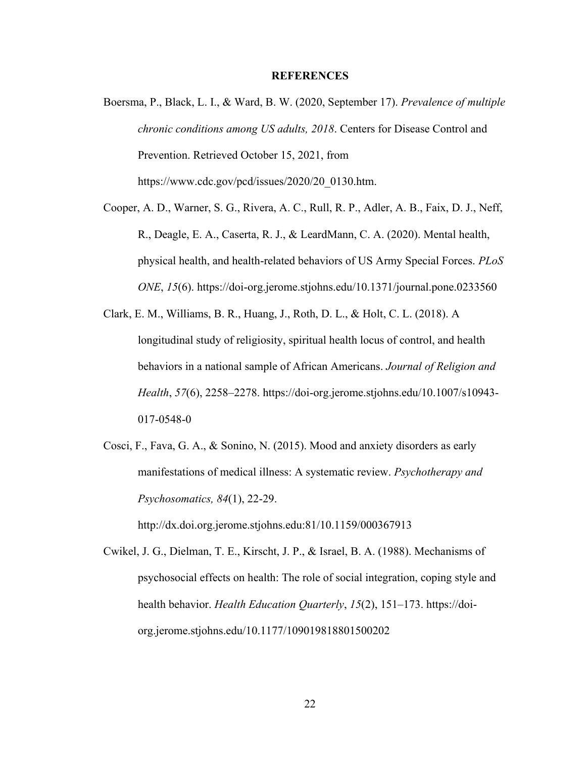**REFERENCES**

Boersma, P., Black, L. I., & Ward, B. W. (2020, September 17). *Prevalence of multiple chronic conditions among US adults, 2018*. Centers for Disease Control and Prevention. Retrieved October 15, 2021, from https://www.cdc.gov/pcd/issues/2020/20_0130.htm.

Cooper, A. D., Warner, S. G., Rivera, A. C., Rull, R. P., Adler, A. B., Faix, D. J., Neff, R., Deagle, E. A., Caserta, R. J., & LeardMann, C. A. (2020). Mental health, physical health, and health-related behaviors of US Army Special Forces. *PLoS ONE*, *15*(6). https://doi-org.jerome.stjohns.edu/10.1371/journal.pone.0233560

Clark, E. M., Williams, B. R., Huang, J., Roth, D. L., & Holt, C. L. (2018). A longitudinal study of religiosity, spiritual health locus of control, and health behaviors in a national sample of African Americans. *Journal of Religion and Health*, *57*(6), 2258–2278. https://doi-org.jerome.stjohns.edu/10.1007/s10943-017-0548-0

Cosci, F., Fava, G. A., & Sonino, N. (2015). Mood and anxiety disorders as early manifestations of medical illness: A systematic review. *Psychotherapy and Psychosomatics, 84*(1), 22-29. http://dx.doi.org.jerome.stjohns.edu:81/10.1159/000367913

Cwikel, J. G., Dielman, T. E., Kirscht, J. P., & Israel, B. A. (1988). Mechanisms of psychosocial effects on health: The role of social integration, coping style and health behavior. *Health Education Quarterly*, *15*(2), 151–173. https://doi-org.jerome.stjohns.edu/10.1177/109019818801500202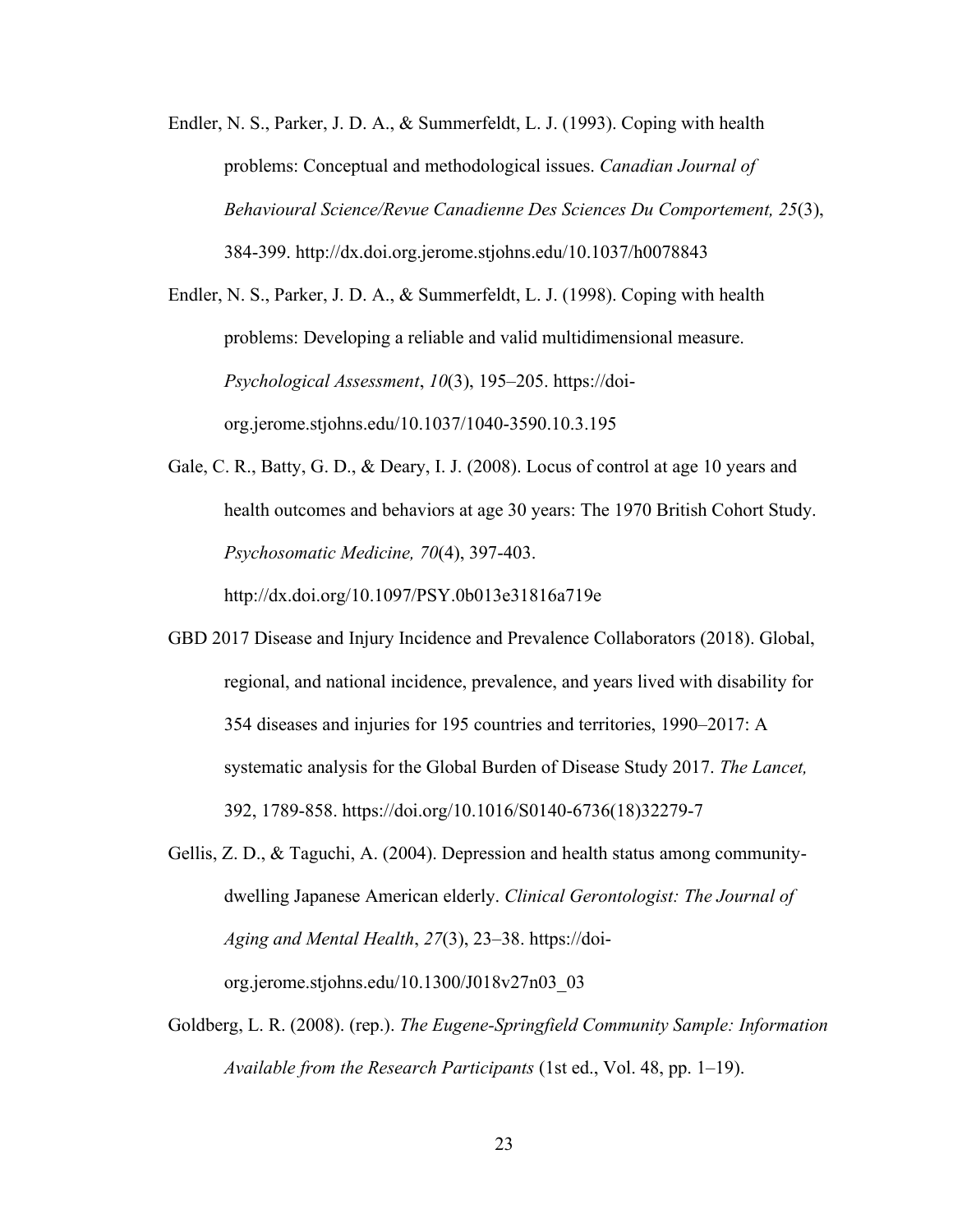Endler, N. S., Parker, J. D. A., & Summerfeldt, L. J. (1993). Coping with health problems: Conceptual and methodological issues. *Canadian Journal of Behavioural Science/Revue Canadienne Des Sciences Du Comportement, 25*(3), 384-399. http://dx.doi.org.jerome.stjohns.edu/10.1037/h0078843

Endler, N. S., Parker, J. D. A., & Summerfeldt, L. J. (1998). Coping with health problems: Developing a reliable and valid multidimensional measure. *Psychological Assessment*, *10*(3), 195–205. https://doi-org.jerome.stjohns.edu/10.1037/1040-3590.10.3.195

Gale, C. R., Batty, G. D., & Deary, I. J. (2008). Locus of control at age 10 years and health outcomes and behaviors at age 30 years: The 1970 British Cohort Study. *Psychosomatic Medicine, 70*(4), 397-403. http://dx.doi.org/10.1097/PSY.0b013e31816a719e

GBD 2017 Disease and Injury Incidence and Prevalence Collaborators (2018). Global, regional, and national incidence, prevalence, and years lived with disability for 354 diseases and injuries for 195 countries and territories, 1990–2017: A systematic analysis for the Global Burden of Disease Study 2017. *The Lancet,* 392, 1789-858. https://doi.org/10.1016/S0140-6736(18)32279-7

Gellis, Z. D., & Taguchi, A. (2004). Depression and health status among community-dwelling Japanese American elderly. *Clinical Gerontologist: The Journal of Aging and Mental Health*, *27*(3), 23–38. https://doi-org.jerome.stjohns.edu/10.1300/J018v27n03_03

Goldberg, L. R. (2008). (rep.). *The Eugene-Springfield Community Sample: Information Available from the Research Participants* (1st ed., Vol. 48, pp. 1–19).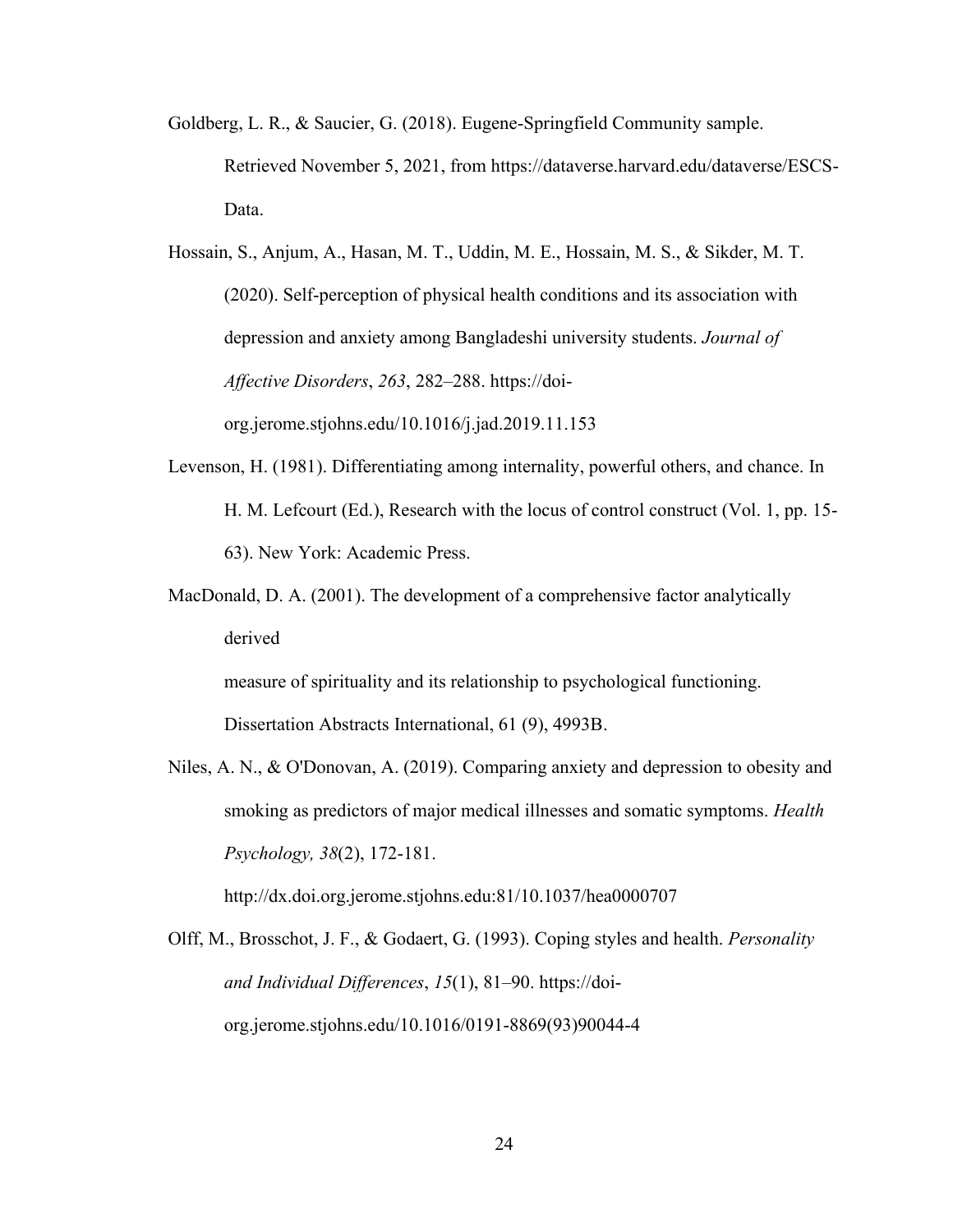Goldberg, L. R., & Saucier, G. (2018). Eugene-Springfield Community sample. Retrieved November 5, 2021, from https://dataverse.harvard.edu/dataverse/ESCS-Data.

Hossain, S., Anjum, A., Hasan, M. T., Uddin, M. E., Hossain, M. S., & Sikder, M. T. (2020). Self-perception of physical health conditions and its association with depression and anxiety among Bangladeshi university students. *Journal of Affective Disorders*, *263*, 282–288. https://doi-org.jerome.stjohns.edu/10.1016/j.jad.2019.11.153

Levenson, H. (1981). Differentiating among internality, powerful others, and chance. In H. M. Lefcourt (Ed.), Research with the locus of control construct (Vol. 1, pp. 15-63). New York: Academic Press.

MacDonald, D. A. (2001). The development of a comprehensive factor analytically derived

measure of spirituality and its relationship to psychological functioning. Dissertation Abstracts International, 61 (9), 4993B.

Niles, A. N., & O'Donovan, A. (2019). Comparing anxiety and depression to obesity and smoking as predictors of major medical illnesses and somatic symptoms. *Health Psychology, 38*(2), 172-181.

http://dx.doi.org.jerome.stjohns.edu:81/10.1037/hea0000707

Olff, M., Brosschot, J. F., & Godaert, G. (1993). Coping styles and health. *Personality and Individual Differences*, *15*(1), 81–90. https://doi-org.jerome.stjohns.edu/10.1016/0191-8869(93)90044-4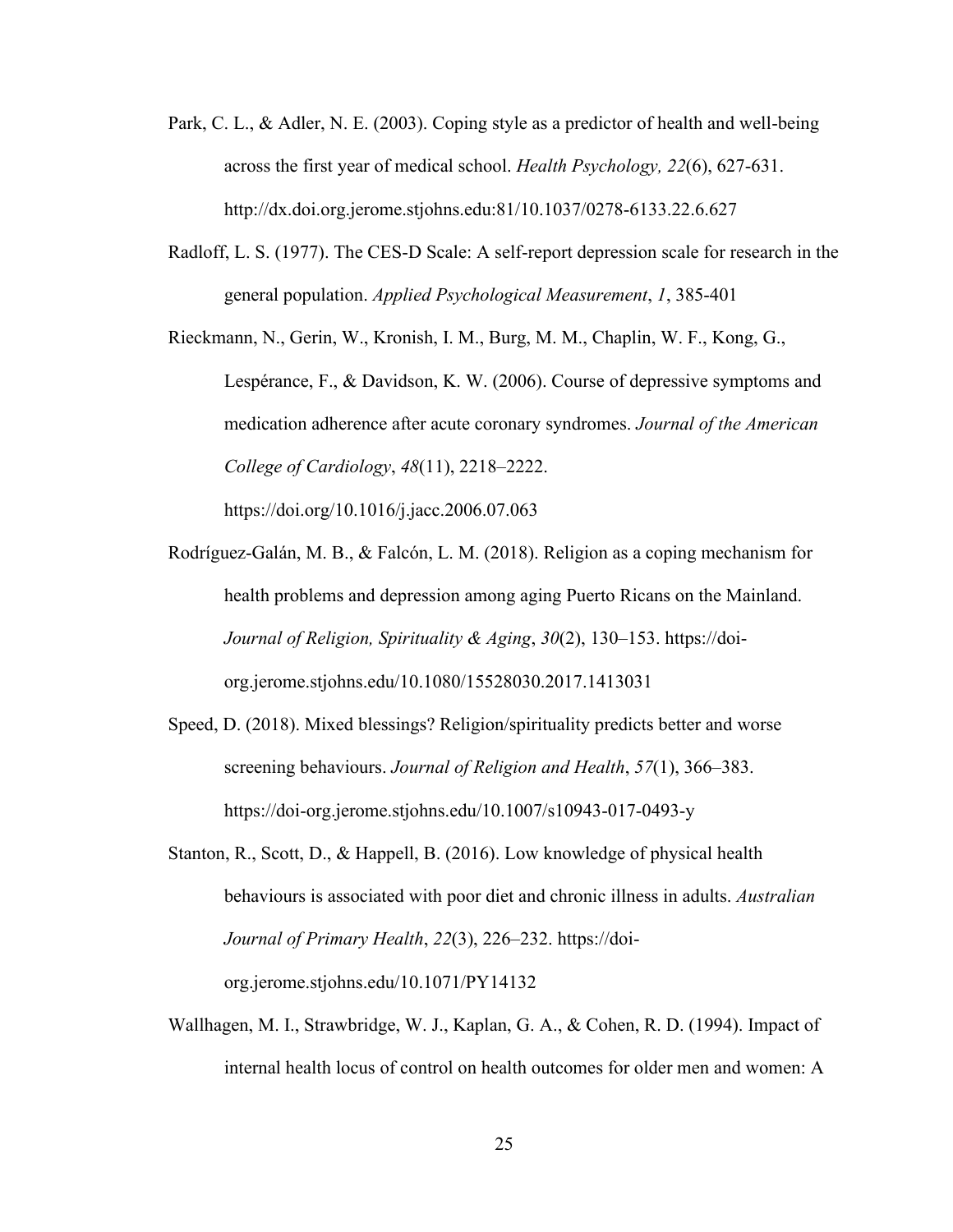Park, C. L., & Adler, N. E. (2003). Coping style as a predictor of health and well-being across the first year of medical school. *Health Psychology, 22*(6), 627-631. http://dx.doi.org.jerome.stjohns.edu:81/10.1037/0278-6133.22.6.627

Radloff, L. S. (1977). The CES-D Scale: A self-report depression scale for research in the general population. *Applied Psychological Measurement*, *1*, 385-401

Rieckmann, N., Gerin, W., Kronish, I. M., Burg, M. M., Chaplin, W. F., Kong, G., Lespérance, F., & Davidson, K. W. (2006). Course of depressive symptoms and medication adherence after acute coronary syndromes. *Journal of the American College of Cardiology*, *48*(11), 2218–2222. https://doi.org/10.1016/j.jacc.2006.07.063

Rodríguez-Galán, M. B., & Falcón, L. M. (2018). Religion as a coping mechanism for health problems and depression among aging Puerto Ricans on the Mainland. *Journal of Religion, Spirituality & Aging*, *30*(2), 130–153. https://doi-org.jerome.stjohns.edu/10.1080/15528030.2017.1413031

Speed, D. (2018). Mixed blessings? Religion/spirituality predicts better and worse screening behaviours. *Journal of Religion and Health*, *57*(1), 366–383. https://doi-org.jerome.stjohns.edu/10.1007/s10943-017-0493-y

Stanton, R., Scott, D., & Happell, B. (2016). Low knowledge of physical health behaviours is associated with poor diet and chronic illness in adults. *Australian Journal of Primary Health*, *22*(3), 226–232. https://doi-org.jerome.stjohns.edu/10.1071/PY14132

Wallhagen, M. I., Strawbridge, W. J., Kaplan, G. A., & Cohen, R. D. (1994). Impact of internal health locus of control on health outcomes for older men and women: A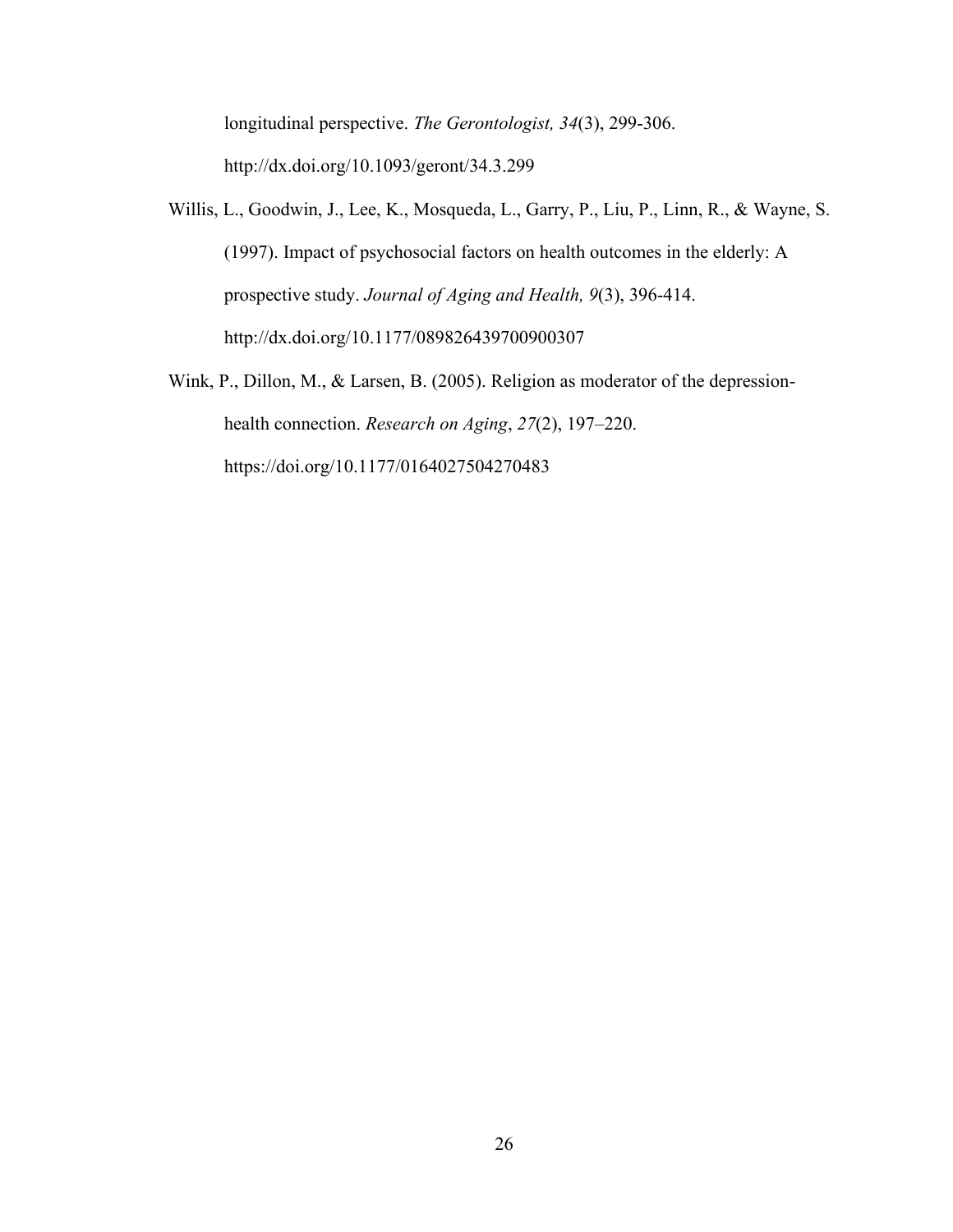longitudinal perspective. *The Gerontologist, 34*(3), 299-306. http://dx.doi.org/10.1093/geront/34.3.299

Willis, L., Goodwin, J., Lee, K., Mosqueda, L., Garry, P., Liu, P., Linn, R., & Wayne, S. (1997). Impact of psychosocial factors on health outcomes in the elderly: A prospective study. *Journal of Aging and Health, 9*(3), 396-414. http://dx.doi.org/10.1177/089826439700900307

Wink, P., Dillon, M., & Larsen, B. (2005). Religion as moderator of the depression-health connection. *Research on Aging*, *27*(2), 197–220. https://doi.org/10.1177/0164027504270483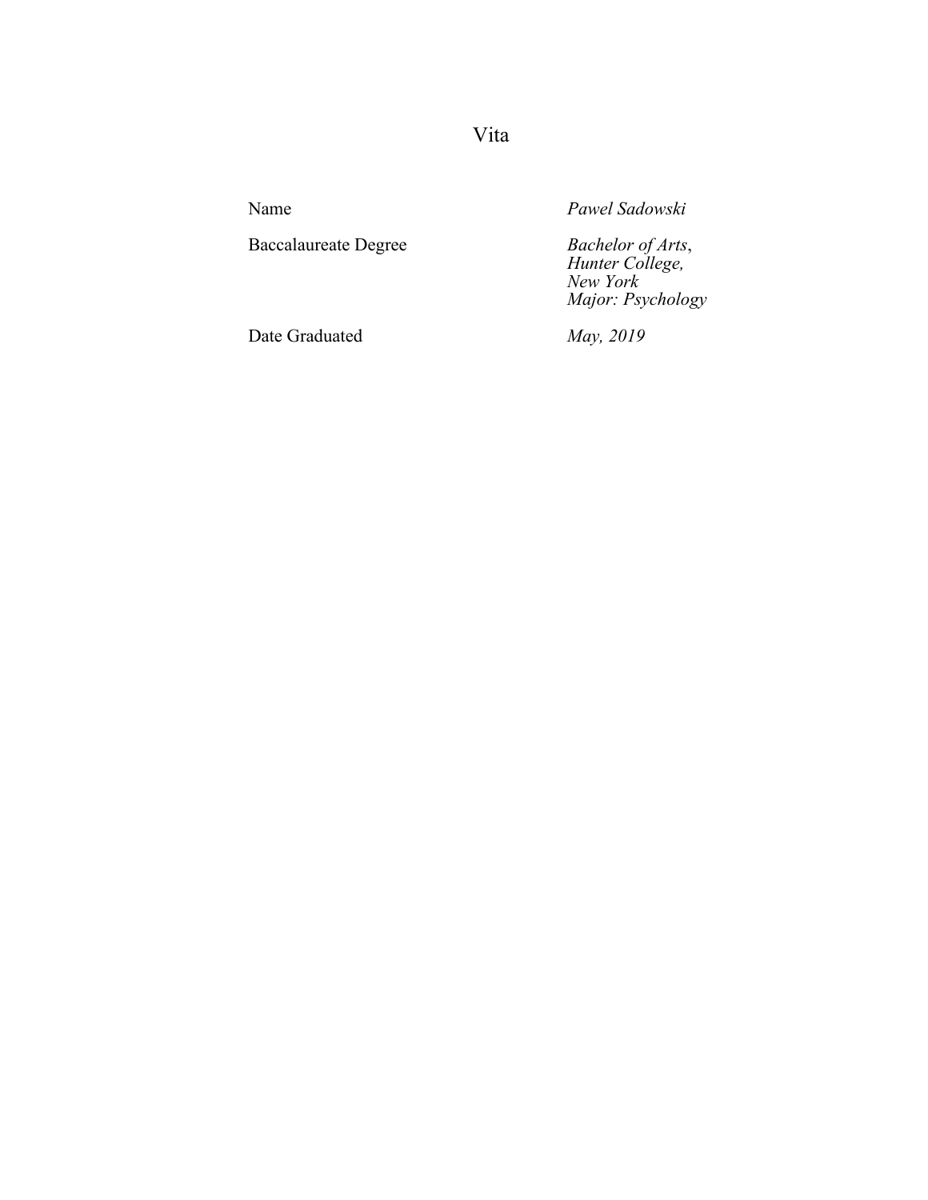# Vita

| | |
|---|---|
| Name | *Pawel Sadowski* |
| Baccalaureate Degree | *Bachelor of Arts*, *Hunter College,* *New York* *Major: Psychology* |
| Date Graduated | *May, 2019* |